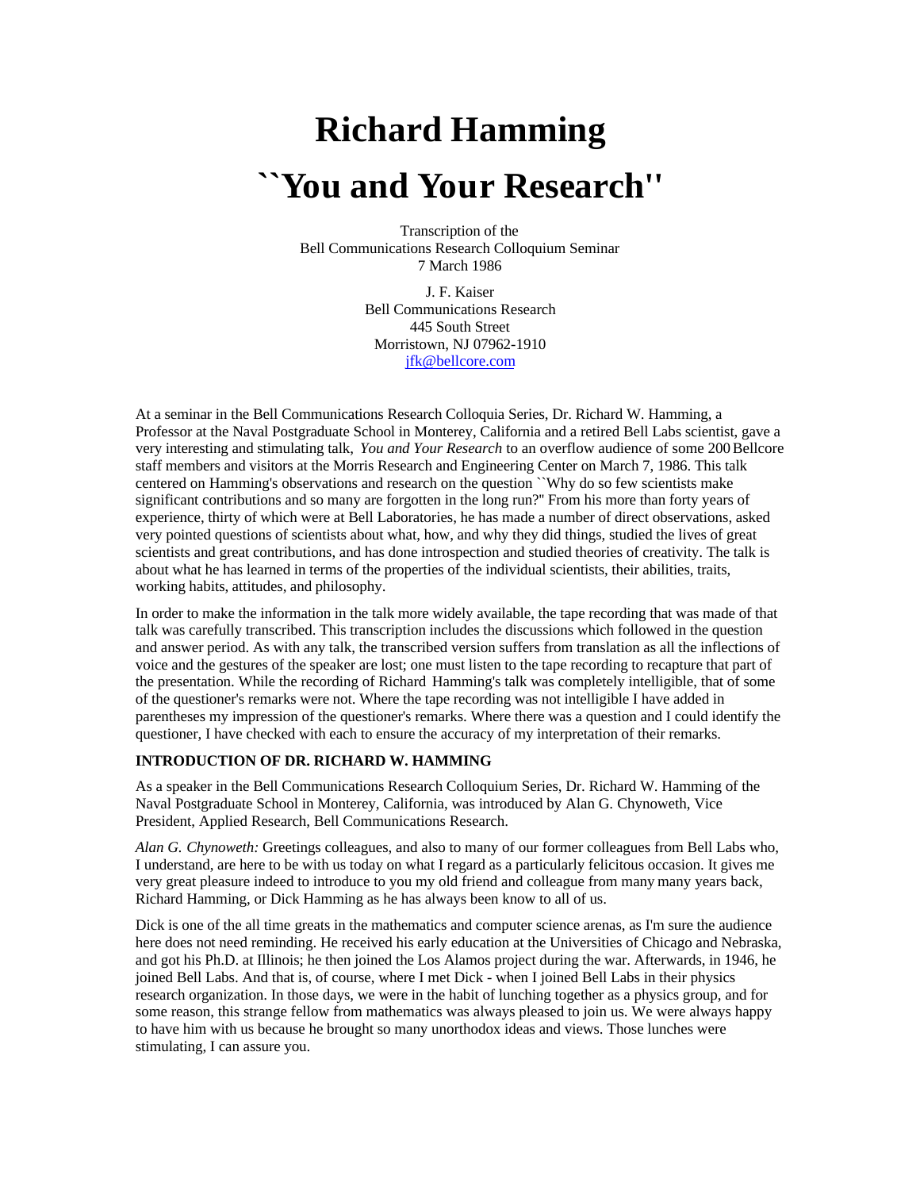# Richard Hamming

# ``You and Your Research''

Transcription of the
Bell Communications Research Colloquium Seminar
7 March 1986

J. F. Kaiser
Bell Communications Research
445 South Street
Morristown, NJ 07962-1910
jfk@bellcore.com

At a seminar in the Bell Communications Research Colloquia Series, Dr. Richard W. Hamming, a Professor at the Naval Postgraduate School in Monterey, California and a retired Bell Labs scientist, gave a very interesting and stimulating talk, *You and Your Research* to an overflow audience of some 200 Bellcore staff members and visitors at the Morris Research and Engineering Center on March 7, 1986. This talk centered on Hamming's observations and research on the question ``Why do so few scientists make significant contributions and so many are forgotten in the long run?'' From his more than forty years of experience, thirty of which were at Bell Laboratories, he has made a number of direct observations, asked very pointed questions of scientists about what, how, and why they did things, studied the lives of great scientists and great contributions, and has done introspection and studied theories of creativity. The talk is about what he has learned in terms of the properties of the individual scientists, their abilities, traits, working habits, attitudes, and philosophy.

In order to make the information in the talk more widely available, the tape recording that was made of that talk was carefully transcribed. This transcription includes the discussions which followed in the question and answer period. As with any talk, the transcribed version suffers from translation as all the inflections of voice and the gestures of the speaker are lost; one must listen to the tape recording to recapture that part of the presentation. While the recording of Richard Hamming's talk was completely intelligible, that of some of the questioner's remarks were not. Where the tape recording was not intelligible I have added in parentheses my impression of the questioner's remarks. Where there was a question and I could identify the questioner, I have checked with each to ensure the accuracy of my interpretation of their remarks.

**INTRODUCTION OF DR. RICHARD W. HAMMING**

As a speaker in the Bell Communications Research Colloquium Series, Dr. Richard W. Hamming of the Naval Postgraduate School in Monterey, California, was introduced by Alan G. Chynoweth, Vice President, Applied Research, Bell Communications Research.

*Alan G. Chynoweth:* Greetings colleagues, and also to many of our former colleagues from Bell Labs who, I understand, are here to be with us today on what I regard as a particularly felicitous occasion. It gives me very great pleasure indeed to introduce to you my old friend and colleague from many many years back, Richard Hamming, or Dick Hamming as he has always been know to all of us.

Dick is one of the all time greats in the mathematics and computer science arenas, as I'm sure the audience here does not need reminding. He received his early education at the Universities of Chicago and Nebraska, and got his Ph.D. at Illinois; he then joined the Los Alamos project during the war. Afterwards, in 1946, he joined Bell Labs. And that is, of course, where I met Dick - when I joined Bell Labs in their physics research organization. In those days, we were in the habit of lunching together as a physics group, and for some reason, this strange fellow from mathematics was always pleased to join us. We were always happy to have him with us because he brought so many unorthodox ideas and views. Those lunches were stimulating, I can assure you.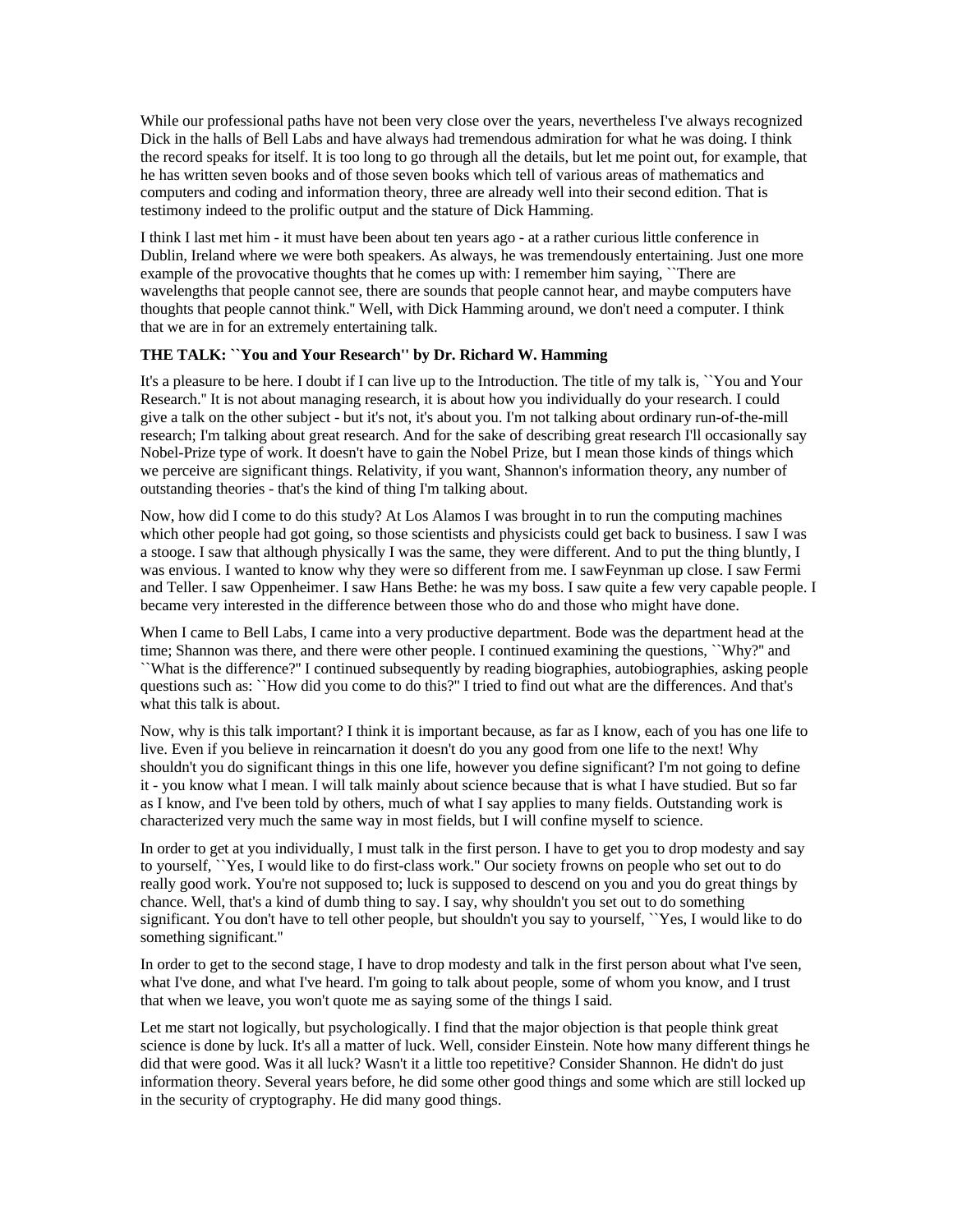While our professional paths have not been very close over the years, nevertheless I've always recognized Dick in the halls of Bell Labs and have always had tremendous admiration for what he was doing. I think the record speaks for itself. It is too long to go through all the details, but let me point out, for example, that he has written seven books and of those seven books which tell of various areas of mathematics and computers and coding and information theory, three are already well into their second edition. That is testimony indeed to the prolific output and the stature of Dick Hamming.

I think I last met him - it must have been about ten years ago - at a rather curious little conference in Dublin, Ireland where we were both speakers. As always, he was tremendously entertaining. Just one more example of the provocative thoughts that he comes up with: I remember him saying, ``There are wavelengths that people cannot see, there are sounds that people cannot hear, and maybe computers have thoughts that people cannot think.'' Well, with Dick Hamming around, we don't need a computer. I think that we are in for an extremely entertaining talk.

**THE TALK: ``You and Your Research'' by Dr. Richard W. Hamming**

It's a pleasure to be here. I doubt if I can live up to the Introduction. The title of my talk is, ``You and Your Research.'' It is not about managing research, it is about how you individually do your research. I could give a talk on the other subject - but it's not, it's about you. I'm not talking about ordinary run-of-the-mill research; I'm talking about great research. And for the sake of describing great research I'll occasionally say Nobel-Prize type of work. It doesn't have to gain the Nobel Prize, but I mean those kinds of things which we perceive are significant things. Relativity, if you want, Shannon's information theory, any number of outstanding theories - that's the kind of thing I'm talking about.

Now, how did I come to do this study? At Los Alamos I was brought in to run the computing machines which other people had got going, so those scientists and physicists could get back to business. I saw I was a stooge. I saw that although physically I was the same, they were different. And to put the thing bluntly, I was envious. I wanted to know why they were so different from me. I sawFeynman up close. I saw Fermi and Teller. I saw Oppenheimer. I saw Hans Bethe: he was my boss. I saw quite a few very capable people. I became very interested in the difference between those who do and those who might have done.

When I came to Bell Labs, I came into a very productive department. Bode was the department head at the time; Shannon was there, and there were other people. I continued examining the questions, ``Why?'' and ``What is the difference?'' I continued subsequently by reading biographies, autobiographies, asking people questions such as: ``How did you come to do this?'' I tried to find out what are the differences. And that's what this talk is about.

Now, why is this talk important? I think it is important because, as far as I know, each of you has one life to live. Even if you believe in reincarnation it doesn't do you any good from one life to the next! Why shouldn't you do significant things in this one life, however you define significant? I'm not going to define it - you know what I mean. I will talk mainly about science because that is what I have studied. But so far as I know, and I've been told by others, much of what I say applies to many fields. Outstanding work is characterized very much the same way in most fields, but I will confine myself to science.

In order to get at you individually, I must talk in the first person. I have to get you to drop modesty and say to yourself, ``Yes, I would like to do first-class work.'' Our society frowns on people who set out to do really good work. You're not supposed to; luck is supposed to descend on you and you do great things by chance. Well, that's a kind of dumb thing to say. I say, why shouldn't you set out to do something significant. You don't have to tell other people, but shouldn't you say to yourself, ``Yes, I would like to do something significant.''

In order to get to the second stage, I have to drop modesty and talk in the first person about what I've seen, what I've done, and what I've heard. I'm going to talk about people, some of whom you know, and I trust that when we leave, you won't quote me as saying some of the things I said.

Let me start not logically, but psychologically. I find that the major objection is that people think great science is done by luck. It's all a matter of luck. Well, consider Einstein. Note how many different things he did that were good. Was it all luck? Wasn't it a little too repetitive? Consider Shannon. He didn't do just information theory. Several years before, he did some other good things and some which are still locked up in the security of cryptography. He did many good things.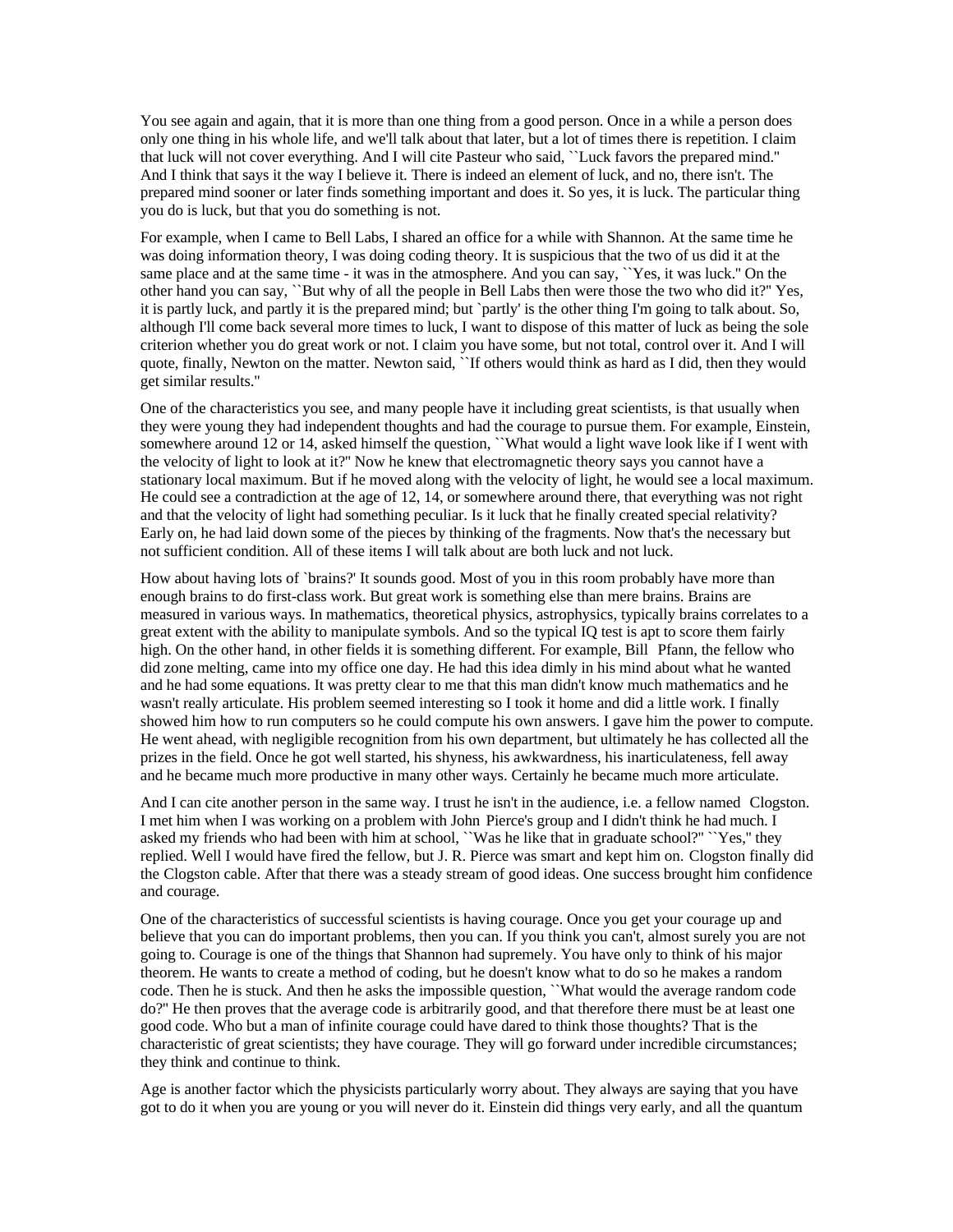You see again and again, that it is more than one thing from a good person. Once in a while a person does only one thing in his whole life, and we'll talk about that later, but a lot of times there is repetition. I claim that luck will not cover everything. And I will cite Pasteur who said, ``Luck favors the prepared mind.'' And I think that says it the way I believe it. There is indeed an element of luck, and no, there isn't. The prepared mind sooner or later finds something important and does it. So yes, it is luck. The particular thing you do is luck, but that you do something is not.

For example, when I came to Bell Labs, I shared an office for a while with Shannon. At the same time he was doing information theory, I was doing coding theory. It is suspicious that the two of us did it at the same place and at the same time - it was in the atmosphere. And you can say, ``Yes, it was luck.'' On the other hand you can say, ``But why of all the people in Bell Labs then were those the two who did it?'' Yes, it is partly luck, and partly it is the prepared mind; but `partly' is the other thing I'm going to talk about. So, although I'll come back several more times to luck, I want to dispose of this matter of luck as being the sole criterion whether you do great work or not. I claim you have some, but not total, control over it. And I will quote, finally, Newton on the matter. Newton said, ``If others would think as hard as I did, then they would get similar results.''

One of the characteristics you see, and many people have it including great scientists, is that usually when they were young they had independent thoughts and had the courage to pursue them. For example, Einstein, somewhere around 12 or 14, asked himself the question, ``What would a light wave look like if I went with the velocity of light to look at it?'' Now he knew that electromagnetic theory says you cannot have a stationary local maximum. But if he moved along with the velocity of light, he would see a local maximum. He could see a contradiction at the age of 12, 14, or somewhere around there, that everything was not right and that the velocity of light had something peculiar. Is it luck that he finally created special relativity? Early on, he had laid down some of the pieces by thinking of the fragments. Now that's the necessary but not sufficient condition. All of these items I will talk about are both luck and not luck.

How about having lots of `brains?' It sounds good. Most of you in this room probably have more than enough brains to do first-class work. But great work is something else than mere brains. Brains are measured in various ways. In mathematics, theoretical physics, astrophysics, typically brains correlates to a great extent with the ability to manipulate symbols. And so the typical IQ test is apt to score them fairly high. On the other hand, in other fields it is something different. For example, Bill Pfann, the fellow who did zone melting, came into my office one day. He had this idea dimly in his mind about what he wanted and he had some equations. It was pretty clear to me that this man didn't know much mathematics and he wasn't really articulate. His problem seemed interesting so I took it home and did a little work. I finally showed him how to run computers so he could compute his own answers. I gave him the power to compute. He went ahead, with negligible recognition from his own department, but ultimately he has collected all the prizes in the field. Once he got well started, his shyness, his awkwardness, his inarticulateness, fell away and he became much more productive in many other ways. Certainly he became much more articulate.

And I can cite another person in the same way. I trust he isn't in the audience, i.e. a fellow named Clogston. I met him when I was working on a problem with John Pierce's group and I didn't think he had much. I asked my friends who had been with him at school, ``Was he like that in graduate school?'' ``Yes,'' they replied. Well I would have fired the fellow, but J. R. Pierce was smart and kept him on. Clogston finally did the Clogston cable. After that there was a steady stream of good ideas. One success brought him confidence and courage.

One of the characteristics of successful scientists is having courage. Once you get your courage up and believe that you can do important problems, then you can. If you think you can't, almost surely you are not going to. Courage is one of the things that Shannon had supremely. You have only to think of his major theorem. He wants to create a method of coding, but he doesn't know what to do so he makes a random code. Then he is stuck. And then he asks the impossible question, ``What would the average random code do?'' He then proves that the average code is arbitrarily good, and that therefore there must be at least one good code. Who but a man of infinite courage could have dared to think those thoughts? That is the characteristic of great scientists; they have courage. They will go forward under incredible circumstances; they think and continue to think.

Age is another factor which the physicists particularly worry about. They always are saying that you have got to do it when you are young or you will never do it. Einstein did things very early, and all the quantum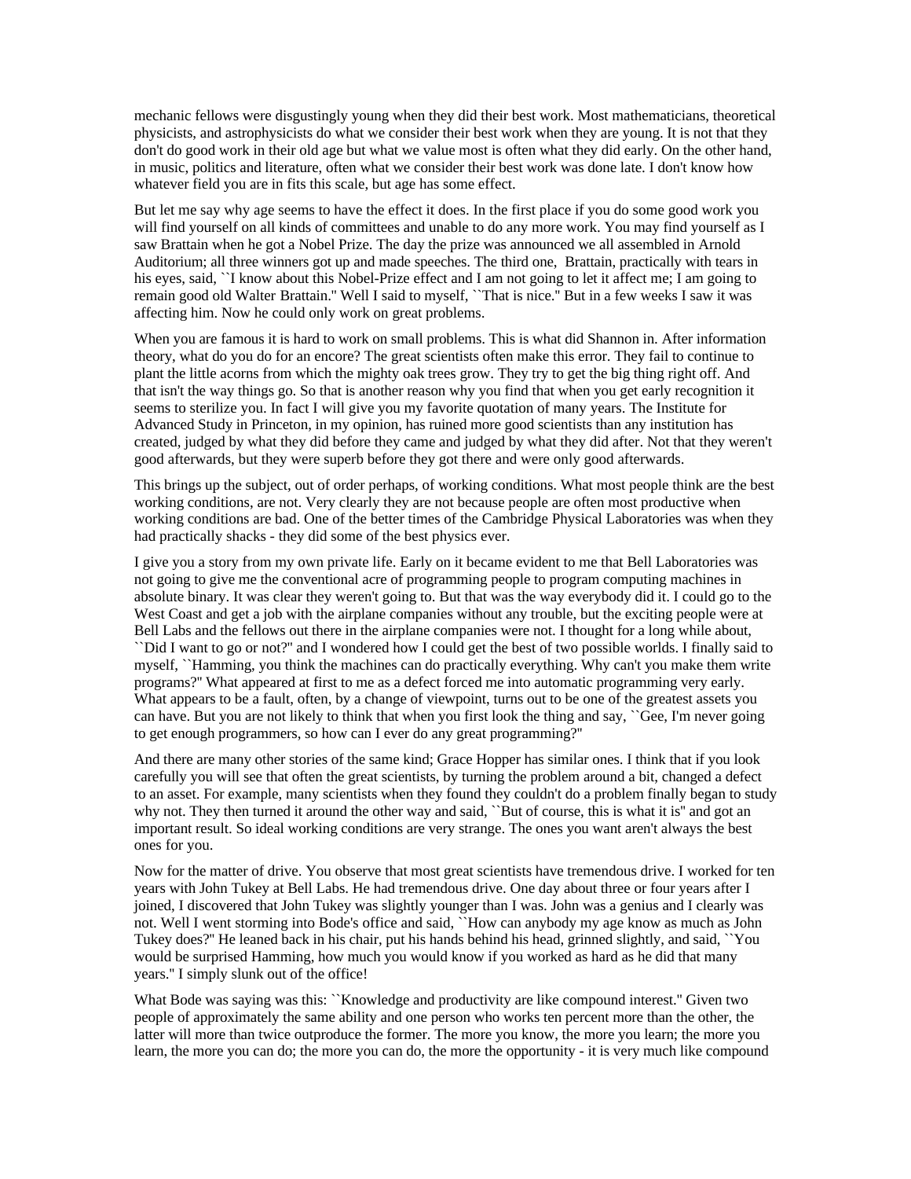mechanic fellows were disgustingly young when they did their best work. Most mathematicians, theoretical physicists, and astrophysicists do what we consider their best work when they are young. It is not that they don't do good work in their old age but what we value most is often what they did early. On the other hand, in music, politics and literature, often what we consider their best work was done late. I don't know how whatever field you are in fits this scale, but age has some effect.

But let me say why age seems to have the effect it does. In the first place if you do some good work you will find yourself on all kinds of committees and unable to do any more work. You may find yourself as I saw Brattain when he got a Nobel Prize. The day the prize was announced we all assembled in Arnold Auditorium; all three winners got up and made speeches. The third one, Brattain, practically with tears in his eyes, said, ``I know about this Nobel-Prize effect and I am not going to let it affect me; I am going to remain good old Walter Brattain.'' Well I said to myself, ``That is nice.'' But in a few weeks I saw it was affecting him. Now he could only work on great problems.

When you are famous it is hard to work on small problems. This is what did Shannon in. After information theory, what do you do for an encore? The great scientists often make this error. They fail to continue to plant the little acorns from which the mighty oak trees grow. They try to get the big thing right off. And that isn't the way things go. So that is another reason why you find that when you get early recognition it seems to sterilize you. In fact I will give you my favorite quotation of many years. The Institute for Advanced Study in Princeton, in my opinion, has ruined more good scientists than any institution has created, judged by what they did before they came and judged by what they did after. Not that they weren't good afterwards, but they were superb before they got there and were only good afterwards.

This brings up the subject, out of order perhaps, of working conditions. What most people think are the best working conditions, are not. Very clearly they are not because people are often most productive when working conditions are bad. One of the better times of the Cambridge Physical Laboratories was when they had practically shacks - they did some of the best physics ever.

I give you a story from my own private life. Early on it became evident to me that Bell Laboratories was not going to give me the conventional acre of programming people to program computing machines in absolute binary. It was clear they weren't going to. But that was the way everybody did it. I could go to the West Coast and get a job with the airplane companies without any trouble, but the exciting people were at Bell Labs and the fellows out there in the airplane companies were not. I thought for a long while about, ``Did I want to go or not?'' and I wondered how I could get the best of two possible worlds. I finally said to myself, ``Hamming, you think the machines can do practically everything. Why can't you make them write programs?'' What appeared at first to me as a defect forced me into automatic programming very early. What appears to be a fault, often, by a change of viewpoint, turns out to be one of the greatest assets you can have. But you are not likely to think that when you first look the thing and say, ``Gee, I'm never going to get enough programmers, so how can I ever do any great programming?''

And there are many other stories of the same kind; Grace Hopper has similar ones. I think that if you look carefully you will see that often the great scientists, by turning the problem around a bit, changed a defect to an asset. For example, many scientists when they found they couldn't do a problem finally began to study why not. They then turned it around the other way and said, ``But of course, this is what it is'' and got an important result. So ideal working conditions are very strange. The ones you want aren't always the best ones for you.

Now for the matter of drive. You observe that most great scientists have tremendous drive. I worked for ten years with John Tukey at Bell Labs. He had tremendous drive. One day about three or four years after I joined, I discovered that John Tukey was slightly younger than I was. John was a genius and I clearly was not. Well I went storming into Bode's office and said, ``How can anybody my age know as much as John Tukey does?'' He leaned back in his chair, put his hands behind his head, grinned slightly, and said, ``You would be surprised Hamming, how much you would know if you worked as hard as he did that many years.'' I simply slunk out of the office!

What Bode was saying was this: ``Knowledge and productivity are like compound interest.'' Given two people of approximately the same ability and one person who works ten percent more than the other, the latter will more than twice outproduce the former. The more you know, the more you learn; the more you learn, the more you can do; the more you can do, the more the opportunity - it is very much like compound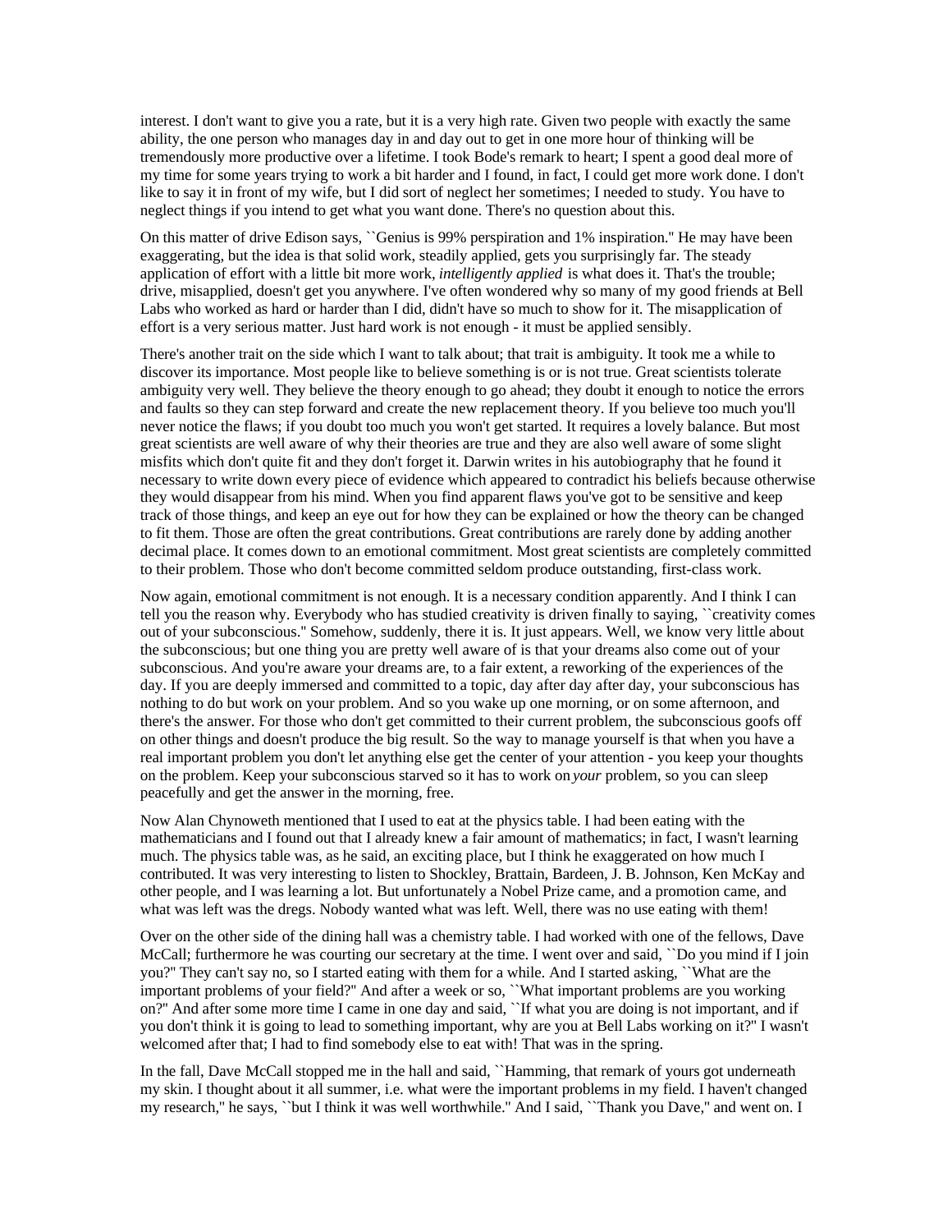interest. I don't want to give you a rate, but it is a very high rate. Given two people with exactly the same ability, the one person who manages day in and day out to get in one more hour of thinking will be tremendously more productive over a lifetime. I took Bode's remark to heart; I spent a good deal more of my time for some years trying to work a bit harder and I found, in fact, I could get more work done. I don't like to say it in front of my wife, but I did sort of neglect her sometimes; I needed to study. You have to neglect things if you intend to get what you want done. There's no question about this.

On this matter of drive Edison says, ``Genius is 99% perspiration and 1% inspiration.'' He may have been exaggerating, but the idea is that solid work, steadily applied, gets you surprisingly far. The steady application of effort with a little bit more work, *intelligently applied* is what does it. That's the trouble; drive, misapplied, doesn't get you anywhere. I've often wondered why so many of my good friends at Bell Labs who worked as hard or harder than I did, didn't have so much to show for it. The misapplication of effort is a very serious matter. Just hard work is not enough - it must be applied sensibly.

There's another trait on the side which I want to talk about; that trait is ambiguity. It took me a while to discover its importance. Most people like to believe something is or is not true. Great scientists tolerate ambiguity very well. They believe the theory enough to go ahead; they doubt it enough to notice the errors and faults so they can step forward and create the new replacement theory. If you believe too much you'll never notice the flaws; if you doubt too much you won't get started. It requires a lovely balance. But most great scientists are well aware of why their theories are true and they are also well aware of some slight misfits which don't quite fit and they don't forget it. Darwin writes in his autobiography that he found it necessary to write down every piece of evidence which appeared to contradict his beliefs because otherwise they would disappear from his mind. When you find apparent flaws you've got to be sensitive and keep track of those things, and keep an eye out for how they can be explained or how the theory can be changed to fit them. Those are often the great contributions. Great contributions are rarely done by adding another decimal place. It comes down to an emotional commitment. Most great scientists are completely committed to their problem. Those who don't become committed seldom produce outstanding, first-class work.

Now again, emotional commitment is not enough. It is a necessary condition apparently. And I think I can tell you the reason why. Everybody who has studied creativity is driven finally to saying, ``creativity comes out of your subconscious.'' Somehow, suddenly, there it is. It just appears. Well, we know very little about the subconscious; but one thing you are pretty well aware of is that your dreams also come out of your subconscious. And you're aware your dreams are, to a fair extent, a reworking of the experiences of the day. If you are deeply immersed and committed to a topic, day after day after day, your subconscious has nothing to do but work on your problem. And so you wake up one morning, or on some afternoon, and there's the answer. For those who don't get committed to their current problem, the subconscious goofs off on other things and doesn't produce the big result. So the way to manage yourself is that when you have a real important problem you don't let anything else get the center of your attention - you keep your thoughts on the problem. Keep your subconscious starved so it has to work on *your* problem, so you can sleep peacefully and get the answer in the morning, free.

Now Alan Chynoweth mentioned that I used to eat at the physics table. I had been eating with the mathematicians and I found out that I already knew a fair amount of mathematics; in fact, I wasn't learning much. The physics table was, as he said, an exciting place, but I think he exaggerated on how much I contributed. It was very interesting to listen to Shockley, Brattain, Bardeen, J. B. Johnson, Ken McKay and other people, and I was learning a lot. But unfortunately a Nobel Prize came, and a promotion came, and what was left was the dregs. Nobody wanted what was left. Well, there was no use eating with them!

Over on the other side of the dining hall was a chemistry table. I had worked with one of the fellows, Dave McCall; furthermore he was courting our secretary at the time. I went over and said, ``Do you mind if I join you?'' They can't say no, so I started eating with them for a while. And I started asking, ``What are the important problems of your field?'' And after a week or so, ``What important problems are you working on?'' And after some more time I came in one day and said, ``If what you are doing is not important, and if you don't think it is going to lead to something important, why are you at Bell Labs working on it?'' I wasn't welcomed after that; I had to find somebody else to eat with! That was in the spring.

In the fall, Dave McCall stopped me in the hall and said, ``Hamming, that remark of yours got underneath my skin. I thought about it all summer, i.e. what were the important problems in my field. I haven't changed my research,'' he says, ``but I think it was well worthwhile.'' And I said, ``Thank you Dave,'' and went on. I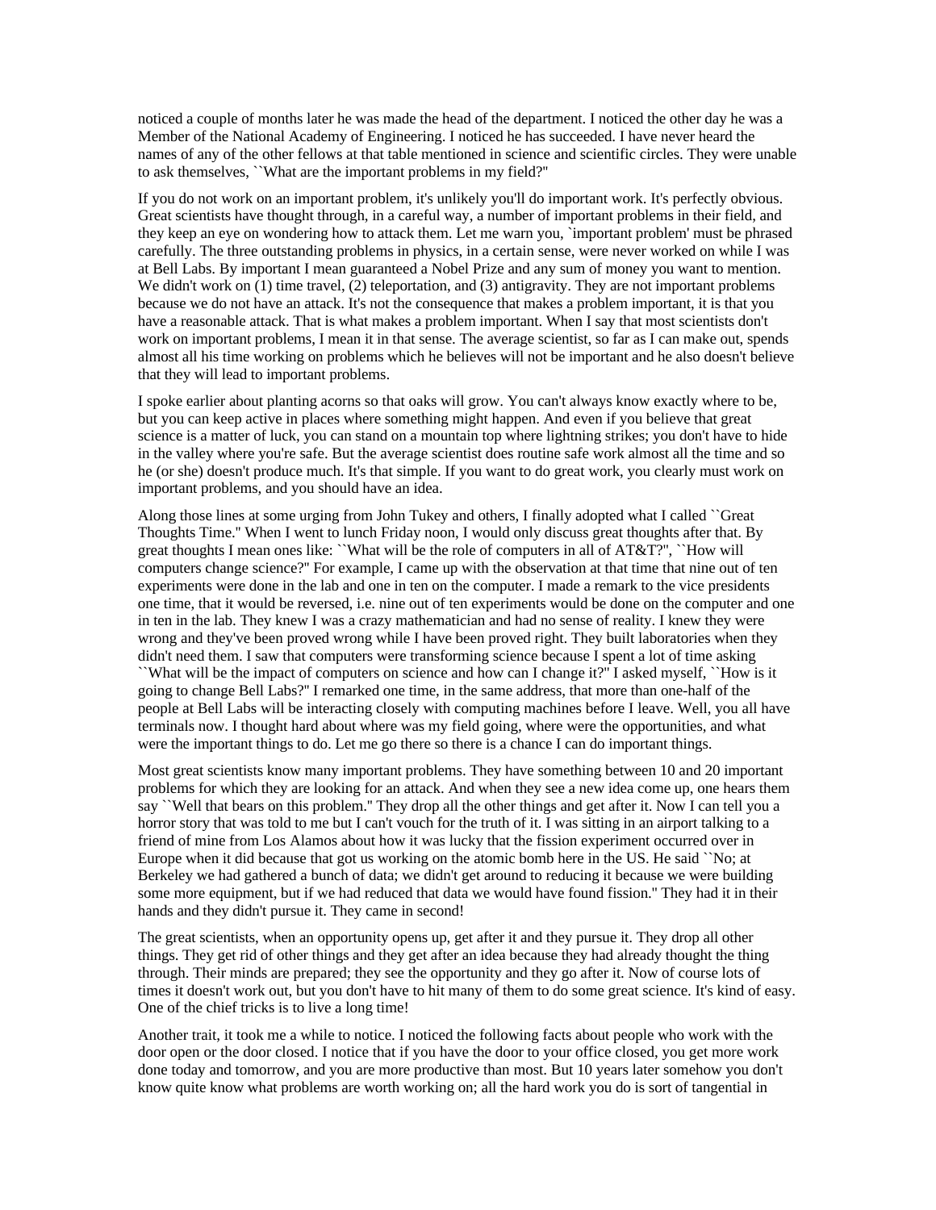noticed a couple of months later he was made the head of the department. I noticed the other day he was a Member of the National Academy of Engineering. I noticed he has succeeded. I have never heard the names of any of the other fellows at that table mentioned in science and scientific circles. They were unable to ask themselves, ``What are the important problems in my field?''

If you do not work on an important problem, it's unlikely you'll do important work. It's perfectly obvious. Great scientists have thought through, in a careful way, a number of important problems in their field, and they keep an eye on wondering how to attack them. Let me warn you, `important problem' must be phrased carefully. The three outstanding problems in physics, in a certain sense, were never worked on while I was at Bell Labs. By important I mean guaranteed a Nobel Prize and any sum of money you want to mention. We didn't work on (1) time travel, (2) teleportation, and (3) antigravity. They are not important problems because we do not have an attack. It's not the consequence that makes a problem important, it is that you have a reasonable attack. That is what makes a problem important. When I say that most scientists don't work on important problems, I mean it in that sense. The average scientist, so far as I can make out, spends almost all his time working on problems which he believes will not be important and he also doesn't believe that they will lead to important problems.

I spoke earlier about planting acorns so that oaks will grow. You can't always know exactly where to be, but you can keep active in places where something might happen. And even if you believe that great science is a matter of luck, you can stand on a mountain top where lightning strikes; you don't have to hide in the valley where you're safe. But the average scientist does routine safe work almost all the time and so he (or she) doesn't produce much. It's that simple. If you want to do great work, you clearly must work on important problems, and you should have an idea.

Along those lines at some urging from John Tukey and others, I finally adopted what I called ``Great Thoughts Time.'' When I went to lunch Friday noon, I would only discuss great thoughts after that. By great thoughts I mean ones like: ``What will be the role of computers in all of AT&T?'', ``How will computers change science?'' For example, I came up with the observation at that time that nine out of ten experiments were done in the lab and one in ten on the computer. I made a remark to the vice presidents one time, that it would be reversed, i.e. nine out of ten experiments would be done on the computer and one in ten in the lab. They knew I was a crazy mathematician and had no sense of reality. I knew they were wrong and they've been proved wrong while I have been proved right. They built laboratories when they didn't need them. I saw that computers were transforming science because I spent a lot of time asking ``What will be the impact of computers on science and how can I change it?'' I asked myself, ``How is it going to change Bell Labs?'' I remarked one time, in the same address, that more than one-half of the people at Bell Labs will be interacting closely with computing machines before I leave. Well, you all have terminals now. I thought hard about where was my field going, where were the opportunities, and what were the important things to do. Let me go there so there is a chance I can do important things.

Most great scientists know many important problems. They have something between 10 and 20 important problems for which they are looking for an attack. And when they see a new idea come up, one hears them say ``Well that bears on this problem.'' They drop all the other things and get after it. Now I can tell you a horror story that was told to me but I can't vouch for the truth of it. I was sitting in an airport talking to a friend of mine from Los Alamos about how it was lucky that the fission experiment occurred over in Europe when it did because that got us working on the atomic bomb here in the US. He said ``No; at Berkeley we had gathered a bunch of data; we didn't get around to reducing it because we were building some more equipment, but if we had reduced that data we would have found fission.'' They had it in their hands and they didn't pursue it. They came in second!

The great scientists, when an opportunity opens up, get after it and they pursue it. They drop all other things. They get rid of other things and they get after an idea because they had already thought the thing through. Their minds are prepared; they see the opportunity and they go after it. Now of course lots of times it doesn't work out, but you don't have to hit many of them to do some great science. It's kind of easy. One of the chief tricks is to live a long time!

Another trait, it took me a while to notice. I noticed the following facts about people who work with the door open or the door closed. I notice that if you have the door to your office closed, you get more work done today and tomorrow, and you are more productive than most. But 10 years later somehow you don't know quite know what problems are worth working on; all the hard work you do is sort of tangential in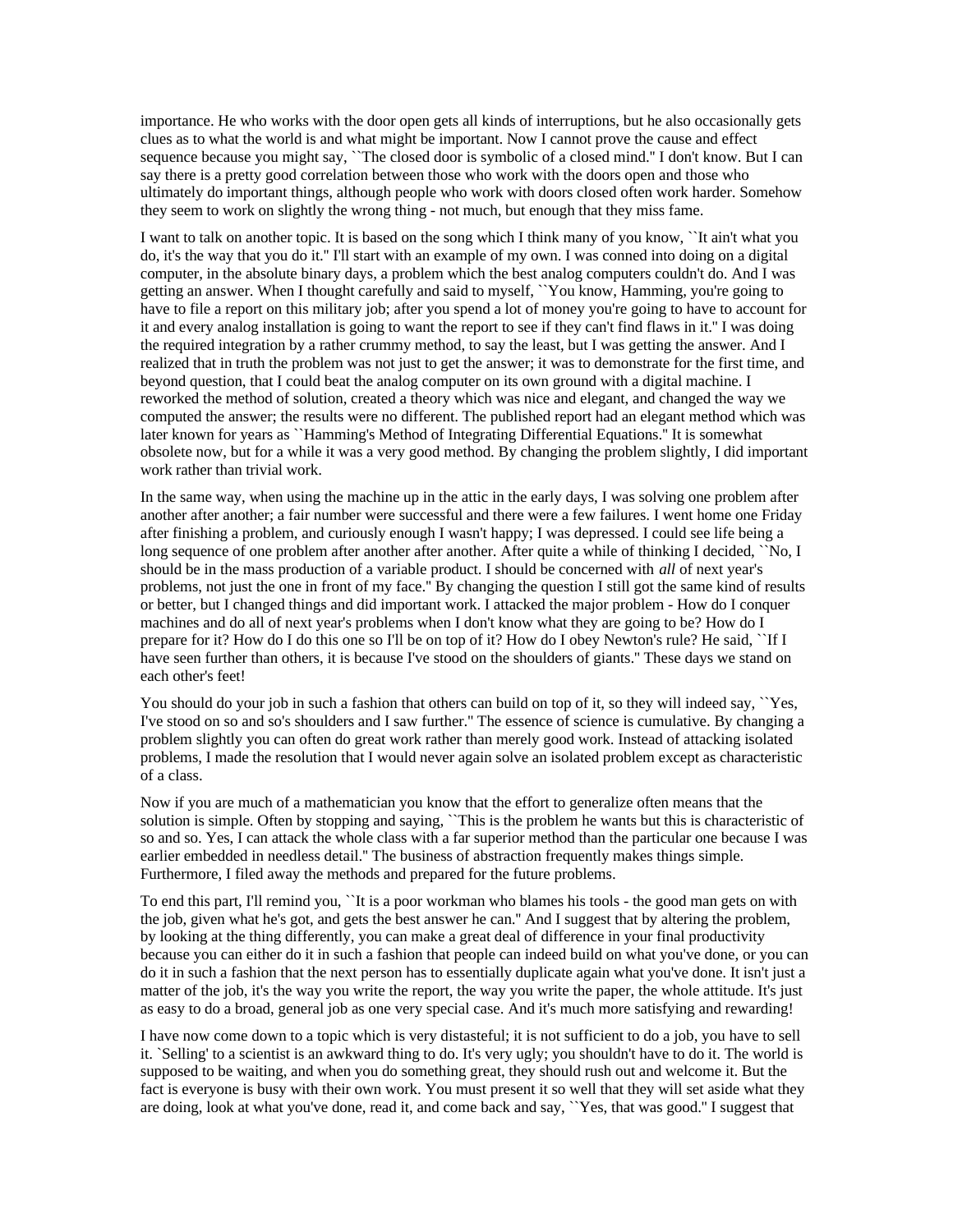importance. He who works with the door open gets all kinds of interruptions, but he also occasionally gets clues as to what the world is and what might be important. Now I cannot prove the cause and effect sequence because you might say, ``The closed door is symbolic of a closed mind.'' I don't know. But I can say there is a pretty good correlation between those who work with the doors open and those who ultimately do important things, although people who work with doors closed often work harder. Somehow they seem to work on slightly the wrong thing - not much, but enough that they miss fame.

I want to talk on another topic. It is based on the song which I think many of you know, ``It ain't what you do, it's the way that you do it.'' I'll start with an example of my own. I was conned into doing on a digital computer, in the absolute binary days, a problem which the best analog computers couldn't do. And I was getting an answer. When I thought carefully and said to myself, ``You know, Hamming, you're going to have to file a report on this military job; after you spend a lot of money you're going to have to account for it and every analog installation is going to want the report to see if they can't find flaws in it.'' I was doing the required integration by a rather crummy method, to say the least, but I was getting the answer. And I realized that in truth the problem was not just to get the answer; it was to demonstrate for the first time, and beyond question, that I could beat the analog computer on its own ground with a digital machine. I reworked the method of solution, created a theory which was nice and elegant, and changed the way we computed the answer; the results were no different. The published report had an elegant method which was later known for years as ``Hamming's Method of Integrating Differential Equations.'' It is somewhat obsolete now, but for a while it was a very good method. By changing the problem slightly, I did important work rather than trivial work.

In the same way, when using the machine up in the attic in the early days, I was solving one problem after another after another; a fair number were successful and there were a few failures. I went home one Friday after finishing a problem, and curiously enough I wasn't happy; I was depressed. I could see life being a long sequence of one problem after another after another. After quite a while of thinking I decided, ``No, I should be in the mass production of a variable product. I should be concerned with *all* of next year's problems, not just the one in front of my face.'' By changing the question I still got the same kind of results or better, but I changed things and did important work. I attacked the major problem - How do I conquer machines and do all of next year's problems when I don't know what they are going to be? How do I prepare for it? How do I do this one so I'll be on top of it? How do I obey Newton's rule? He said, ``If I have seen further than others, it is because I've stood on the shoulders of giants.'' These days we stand on each other's feet!

You should do your job in such a fashion that others can build on top of it, so they will indeed say, ``Yes, I've stood on so and so's shoulders and I saw further.'' The essence of science is cumulative. By changing a problem slightly you can often do great work rather than merely good work. Instead of attacking isolated problems, I made the resolution that I would never again solve an isolated problem except as characteristic of a class.

Now if you are much of a mathematician you know that the effort to generalize often means that the solution is simple. Often by stopping and saying, ``This is the problem he wants but this is characteristic of so and so. Yes, I can attack the whole class with a far superior method than the particular one because I was earlier embedded in needless detail.'' The business of abstraction frequently makes things simple. Furthermore, I filed away the methods and prepared for the future problems.

To end this part, I'll remind you, ``It is a poor workman who blames his tools - the good man gets on with the job, given what he's got, and gets the best answer he can.'' And I suggest that by altering the problem, by looking at the thing differently, you can make a great deal of difference in your final productivity because you can either do it in such a fashion that people can indeed build on what you've done, or you can do it in such a fashion that the next person has to essentially duplicate again what you've done. It isn't just a matter of the job, it's the way you write the report, the way you write the paper, the whole attitude. It's just as easy to do a broad, general job as one very special case. And it's much more satisfying and rewarding!

I have now come down to a topic which is very distasteful; it is not sufficient to do a job, you have to sell it. `Selling' to a scientist is an awkward thing to do. It's very ugly; you shouldn't have to do it. The world is supposed to be waiting, and when you do something great, they should rush out and welcome it. But the fact is everyone is busy with their own work. You must present it so well that they will set aside what they are doing, look at what you've done, read it, and come back and say, ``Yes, that was good.'' I suggest that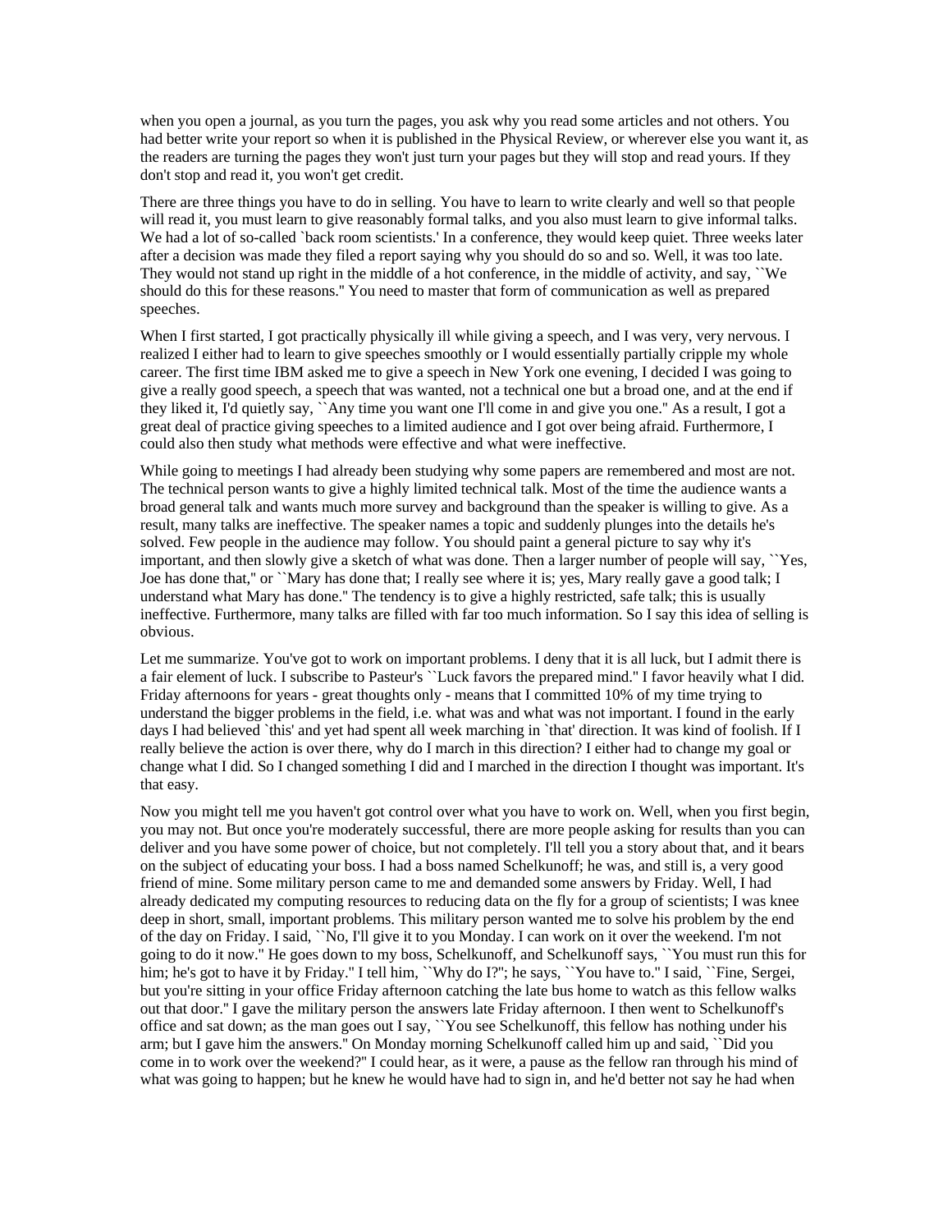when you open a journal, as you turn the pages, you ask why you read some articles and not others. You had better write your report so when it is published in the Physical Review, or wherever else you want it, as the readers are turning the pages they won't just turn your pages but they will stop and read yours. If they don't stop and read it, you won't get credit.

There are three things you have to do in selling. You have to learn to write clearly and well so that people will read it, you must learn to give reasonably formal talks, and you also must learn to give informal talks. We had a lot of so-called `back room scientists.' In a conference, they would keep quiet. Three weeks later after a decision was made they filed a report saying why you should do so and so. Well, it was too late. They would not stand up right in the middle of a hot conference, in the middle of activity, and say, ``We should do this for these reasons.'' You need to master that form of communication as well as prepared speeches.

When I first started, I got practically physically ill while giving a speech, and I was very, very nervous. I realized I either had to learn to give speeches smoothly or I would essentially partially cripple my whole career. The first time IBM asked me to give a speech in New York one evening, I decided I was going to give a really good speech, a speech that was wanted, not a technical one but a broad one, and at the end if they liked it, I'd quietly say, ``Any time you want one I'll come in and give you one.'' As a result, I got a great deal of practice giving speeches to a limited audience and I got over being afraid. Furthermore, I could also then study what methods were effective and what were ineffective.

While going to meetings I had already been studying why some papers are remembered and most are not. The technical person wants to give a highly limited technical talk. Most of the time the audience wants a broad general talk and wants much more survey and background than the speaker is willing to give. As a result, many talks are ineffective. The speaker names a topic and suddenly plunges into the details he's solved. Few people in the audience may follow. You should paint a general picture to say why it's important, and then slowly give a sketch of what was done. Then a larger number of people will say, ``Yes, Joe has done that,'' or ``Mary has done that; I really see where it is; yes, Mary really gave a good talk; I understand what Mary has done.'' The tendency is to give a highly restricted, safe talk; this is usually ineffective. Furthermore, many talks are filled with far too much information. So I say this idea of selling is obvious.

Let me summarize. You've got to work on important problems. I deny that it is all luck, but I admit there is a fair element of luck. I subscribe to Pasteur's ``Luck favors the prepared mind.'' I favor heavily what I did. Friday afternoons for years - great thoughts only - means that I committed 10% of my time trying to understand the bigger problems in the field, i.e. what was and what was not important. I found in the early days I had believed `this' and yet had spent all week marching in `that' direction. It was kind of foolish. If I really believe the action is over there, why do I march in this direction? I either had to change my goal or change what I did. So I changed something I did and I marched in the direction I thought was important. It's that easy.

Now you might tell me you haven't got control over what you have to work on. Well, when you first begin, you may not. But once you're moderately successful, there are more people asking for results than you can deliver and you have some power of choice, but not completely. I'll tell you a story about that, and it bears on the subject of educating your boss. I had a boss named Schelkunoff; he was, and still is, a very good friend of mine. Some military person came to me and demanded some answers by Friday. Well, I had already dedicated my computing resources to reducing data on the fly for a group of scientists; I was knee deep in short, small, important problems. This military person wanted me to solve his problem by the end of the day on Friday. I said, ``No, I'll give it to you Monday. I can work on it over the weekend. I'm not going to do it now.'' He goes down to my boss, Schelkunoff, and Schelkunoff says, ``You must run this for him; he's got to have it by Friday.'' I tell him, ``Why do I?''; he says, ``You have to.'' I said, ``Fine, Sergei, but you're sitting in your office Friday afternoon catching the late bus home to watch as this fellow walks out that door.'' I gave the military person the answers late Friday afternoon. I then went to Schelkunoff's office and sat down; as the man goes out I say, ``You see Schelkunoff, this fellow has nothing under his arm; but I gave him the answers.'' On Monday morning Schelkunoff called him up and said, ``Did you come in to work over the weekend?'' I could hear, as it were, a pause as the fellow ran through his mind of what was going to happen; but he knew he would have had to sign in, and he'd better not say he had when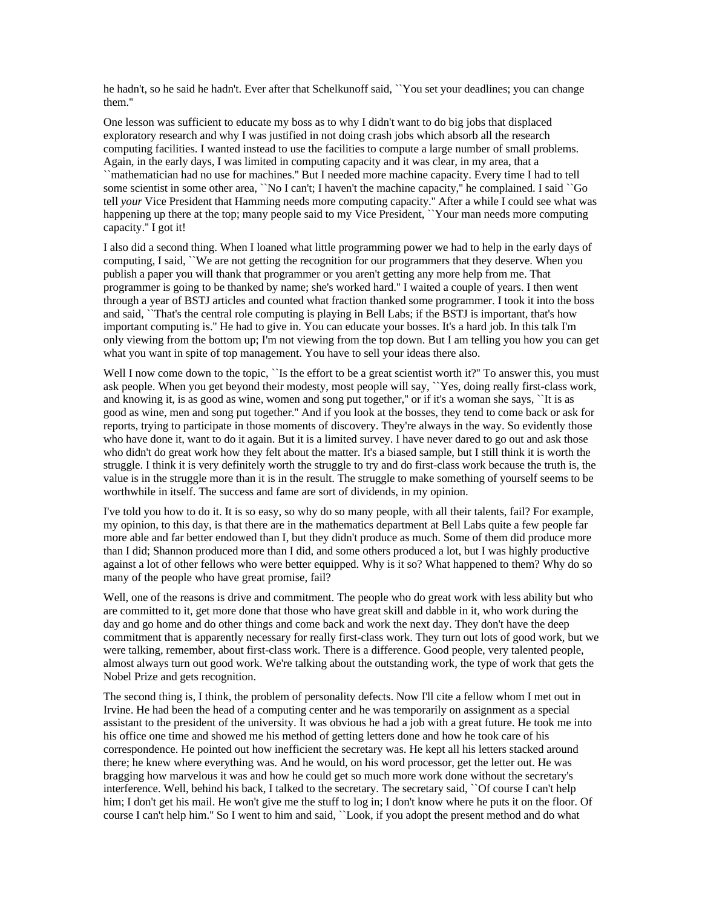he hadn't, so he said he hadn't. Ever after that Schelkunoff said, ``You set your deadlines; you can change them.''

One lesson was sufficient to educate my boss as to why I didn't want to do big jobs that displaced exploratory research and why I was justified in not doing crash jobs which absorb all the research computing facilities. I wanted instead to use the facilities to compute a large number of small problems. Again, in the early days, I was limited in computing capacity and it was clear, in my area, that a ``mathematician had no use for machines.'' But I needed more machine capacity. Every time I had to tell some scientist in some other area, ``No I can't; I haven't the machine capacity,'' he complained. I said ``Go tell *your* Vice President that Hamming needs more computing capacity.'' After a while I could see what was happening up there at the top; many people said to my Vice President, ``Your man needs more computing capacity.'' I got it!

I also did a second thing. When I loaned what little programming power we had to help in the early days of computing, I said, ``We are not getting the recognition for our programmers that they deserve. When you publish a paper you will thank that programmer or you aren't getting any more help from me. That programmer is going to be thanked by name; she's worked hard.'' I waited a couple of years. I then went through a year of BSTJ articles and counted what fraction thanked some programmer. I took it into the boss and said, ``That's the central role computing is playing in Bell Labs; if the BSTJ is important, that's how important computing is.'' He had to give in. You can educate your bosses. It's a hard job. In this talk I'm only viewing from the bottom up; I'm not viewing from the top down. But I am telling you how you can get what you want in spite of top management. You have to sell your ideas there also.

Well I now come down to the topic, ``Is the effort to be a great scientist worth it?'' To answer this, you must ask people. When you get beyond their modesty, most people will say, ``Yes, doing really first-class work, and knowing it, is as good as wine, women and song put together,'' or if it's a woman she says, ``It is as good as wine, men and song put together.'' And if you look at the bosses, they tend to come back or ask for reports, trying to participate in those moments of discovery. They're always in the way. So evidently those who have done it, want to do it again. But it is a limited survey. I have never dared to go out and ask those who didn't do great work how they felt about the matter. It's a biased sample, but I still think it is worth the struggle. I think it is very definitely worth the struggle to try and do first-class work because the truth is, the value is in the struggle more than it is in the result. The struggle to make something of yourself seems to be worthwhile in itself. The success and fame are sort of dividends, in my opinion.

I've told you how to do it. It is so easy, so why do so many people, with all their talents, fail? For example, my opinion, to this day, is that there are in the mathematics department at Bell Labs quite a few people far more able and far better endowed than I, but they didn't produce as much. Some of them did produce more than I did; Shannon produced more than I did, and some others produced a lot, but I was highly productive against a lot of other fellows who were better equipped. Why is it so? What happened to them? Why do so many of the people who have great promise, fail?

Well, one of the reasons is drive and commitment. The people who do great work with less ability but who are committed to it, get more done that those who have great skill and dabble in it, who work during the day and go home and do other things and come back and work the next day. They don't have the deep commitment that is apparently necessary for really first-class work. They turn out lots of good work, but we were talking, remember, about first-class work. There is a difference. Good people, very talented people, almost always turn out good work. We're talking about the outstanding work, the type of work that gets the Nobel Prize and gets recognition.

The second thing is, I think, the problem of personality defects. Now I'll cite a fellow whom I met out in Irvine. He had been the head of a computing center and he was temporarily on assignment as a special assistant to the president of the university. It was obvious he had a job with a great future. He took me into his office one time and showed me his method of getting letters done and how he took care of his correspondence. He pointed out how inefficient the secretary was. He kept all his letters stacked around there; he knew where everything was. And he would, on his word processor, get the letter out. He was bragging how marvelous it was and how he could get so much more work done without the secretary's interference. Well, behind his back, I talked to the secretary. The secretary said, ``Of course I can't help him; I don't get his mail. He won't give me the stuff to log in; I don't know where he puts it on the floor. Of course I can't help him.'' So I went to him and said, ``Look, if you adopt the present method and do what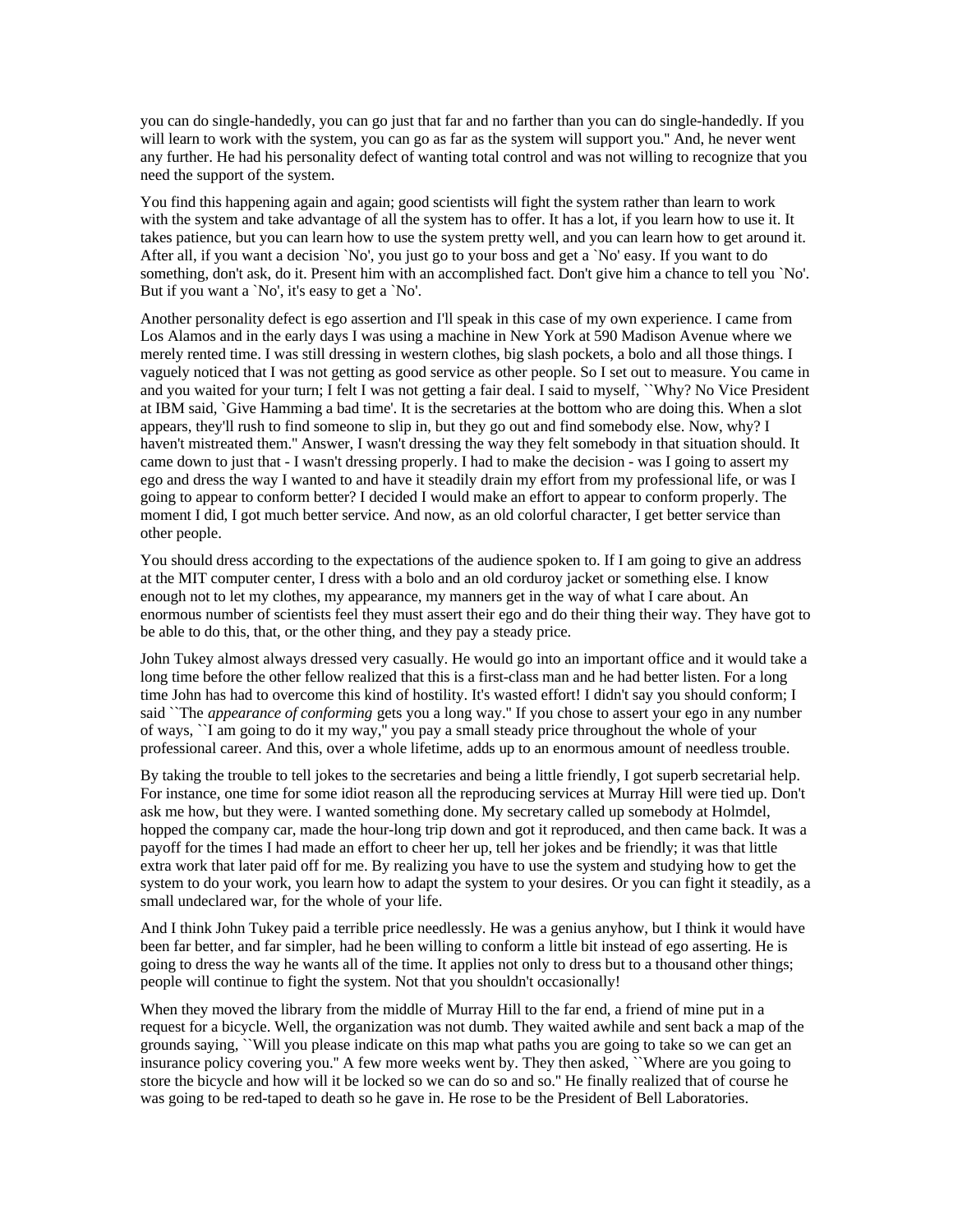you can do single-handedly, you can go just that far and no farther than you can do single-handedly. If you will learn to work with the system, you can go as far as the system will support you.'' And, he never went any further. He had his personality defect of wanting total control and was not willing to recognize that you need the support of the system.

You find this happening again and again; good scientists will fight the system rather than learn to work with the system and take advantage of all the system has to offer. It has a lot, if you learn how to use it. It takes patience, but you can learn how to use the system pretty well, and you can learn how to get around it. After all, if you want a decision `No', you just go to your boss and get a `No' easy. If you want to do something, don't ask, do it. Present him with an accomplished fact. Don't give him a chance to tell you `No'. But if you want a `No', it's easy to get a `No'.

Another personality defect is ego assertion and I'll speak in this case of my own experience. I came from Los Alamos and in the early days I was using a machine in New York at 590 Madison Avenue where we merely rented time. I was still dressing in western clothes, big slash pockets, a bolo and all those things. I vaguely noticed that I was not getting as good service as other people. So I set out to measure. You came in and you waited for your turn; I felt I was not getting a fair deal. I said to myself, ``Why? No Vice President at IBM said, `Give Hamming a bad time'. It is the secretaries at the bottom who are doing this. When a slot appears, they'll rush to find someone to slip in, but they go out and find somebody else. Now, why? I haven't mistreated them.'' Answer, I wasn't dressing the way they felt somebody in that situation should. It came down to just that - I wasn't dressing properly. I had to make the decision - was I going to assert my ego and dress the way I wanted to and have it steadily drain my effort from my professional life, or was I going to appear to conform better? I decided I would make an effort to appear to conform properly. The moment I did, I got much better service. And now, as an old colorful character, I get better service than other people.

You should dress according to the expectations of the audience spoken to. If I am going to give an address at the MIT computer center, I dress with a bolo and an old corduroy jacket or something else. I know enough not to let my clothes, my appearance, my manners get in the way of what I care about. An enormous number of scientists feel they must assert their ego and do their thing their way. They have got to be able to do this, that, or the other thing, and they pay a steady price.

John Tukey almost always dressed very casually. He would go into an important office and it would take a long time before the other fellow realized that this is a first-class man and he had better listen. For a long time John has had to overcome this kind of hostility. It's wasted effort! I didn't say you should conform; I said ``The *appearance of conforming* gets you a long way.'' If you chose to assert your ego in any number of ways, ``I am going to do it my way,'' you pay a small steady price throughout the whole of your professional career. And this, over a whole lifetime, adds up to an enormous amount of needless trouble.

By taking the trouble to tell jokes to the secretaries and being a little friendly, I got superb secretarial help. For instance, one time for some idiot reason all the reproducing services at Murray Hill were tied up. Don't ask me how, but they were. I wanted something done. My secretary called up somebody at Holmdel, hopped the company car, made the hour-long trip down and got it reproduced, and then came back. It was a payoff for the times I had made an effort to cheer her up, tell her jokes and be friendly; it was that little extra work that later paid off for me. By realizing you have to use the system and studying how to get the system to do your work, you learn how to adapt the system to your desires. Or you can fight it steadily, as a small undeclared war, for the whole of your life.

And I think John Tukey paid a terrible price needlessly. He was a genius anyhow, but I think it would have been far better, and far simpler, had he been willing to conform a little bit instead of ego asserting. He is going to dress the way he wants all of the time. It applies not only to dress but to a thousand other things; people will continue to fight the system. Not that you shouldn't occasionally!

When they moved the library from the middle of Murray Hill to the far end, a friend of mine put in a request for a bicycle. Well, the organization was not dumb. They waited awhile and sent back a map of the grounds saying, ``Will you please indicate on this map what paths you are going to take so we can get an insurance policy covering you.'' A few more weeks went by. They then asked, ``Where are you going to store the bicycle and how will it be locked so we can do so and so.'' He finally realized that of course he was going to be red-taped to death so he gave in. He rose to be the President of Bell Laboratories.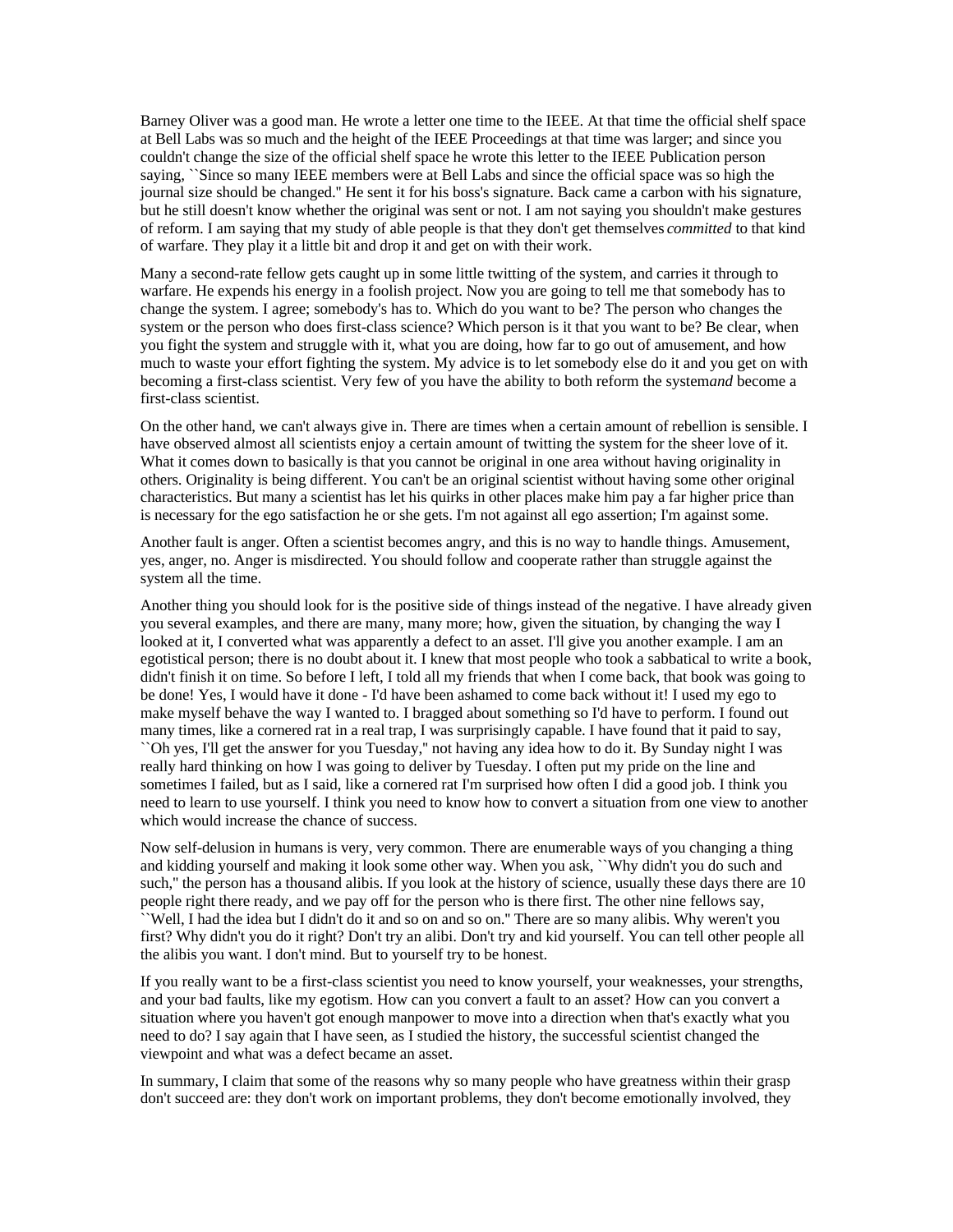Barney Oliver was a good man. He wrote a letter one time to the IEEE. At that time the official shelf space at Bell Labs was so much and the height of the IEEE Proceedings at that time was larger; and since you couldn't change the size of the official shelf space he wrote this letter to the IEEE Publication person saying, ``Since so many IEEE members were at Bell Labs and since the official space was so high the journal size should be changed.'' He sent it for his boss's signature. Back came a carbon with his signature, but he still doesn't know whether the original was sent or not. I am not saying you shouldn't make gestures of reform. I am saying that my study of able people is that they don't get themselves *committed* to that kind of warfare. They play it a little bit and drop it and get on with their work.

Many a second-rate fellow gets caught up in some little twitting of the system, and carries it through to warfare. He expends his energy in a foolish project. Now you are going to tell me that somebody has to change the system. I agree; somebody's has to. Which do you want to be? The person who changes the system or the person who does first-class science? Which person is it that you want to be? Be clear, when you fight the system and struggle with it, what you are doing, how far to go out of amusement, and how much to waste your effort fighting the system. My advice is to let somebody else do it and you get on with becoming a first-class scientist. Very few of you have the ability to both reform the system *and* become a first-class scientist.

On the other hand, we can't always give in. There are times when a certain amount of rebellion is sensible. I have observed almost all scientists enjoy a certain amount of twitting the system for the sheer love of it. What it comes down to basically is that you cannot be original in one area without having originality in others. Originality is being different. You can't be an original scientist without having some other original characteristics. But many a scientist has let his quirks in other places make him pay a far higher price than is necessary for the ego satisfaction he or she gets. I'm not against all ego assertion; I'm against some.

Another fault is anger. Often a scientist becomes angry, and this is no way to handle things. Amusement, yes, anger, no. Anger is misdirected. You should follow and cooperate rather than struggle against the system all the time.

Another thing you should look for is the positive side of things instead of the negative. I have already given you several examples, and there are many, many more; how, given the situation, by changing the way I looked at it, I converted what was apparently a defect to an asset. I'll give you another example. I am an egotistical person; there is no doubt about it. I knew that most people who took a sabbatical to write a book, didn't finish it on time. So before I left, I told all my friends that when I come back, that book was going to be done! Yes, I would have it done - I'd have been ashamed to come back without it! I used my ego to make myself behave the way I wanted to. I bragged about something so I'd have to perform. I found out many times, like a cornered rat in a real trap, I was surprisingly capable. I have found that it paid to say, ``Oh yes, I'll get the answer for you Tuesday,'' not having any idea how to do it. By Sunday night I was really hard thinking on how I was going to deliver by Tuesday. I often put my pride on the line and sometimes I failed, but as I said, like a cornered rat I'm surprised how often I did a good job. I think you need to learn to use yourself. I think you need to know how to convert a situation from one view to another which would increase the chance of success.

Now self-delusion in humans is very, very common. There are enumerable ways of you changing a thing and kidding yourself and making it look some other way. When you ask, ``Why didn't you do such and such,'' the person has a thousand alibis. If you look at the history of science, usually these days there are 10 people right there ready, and we pay off for the person who is there first. The other nine fellows say, ``Well, I had the idea but I didn't do it and so on and so on.'' There are so many alibis. Why weren't you first? Why didn't you do it right? Don't try an alibi. Don't try and kid yourself. You can tell other people all the alibis you want. I don't mind. But to yourself try to be honest.

If you really want to be a first-class scientist you need to know yourself, your weaknesses, your strengths, and your bad faults, like my egotism. How can you convert a fault to an asset? How can you convert a situation where you haven't got enough manpower to move into a direction when that's exactly what you need to do? I say again that I have seen, as I studied the history, the successful scientist changed the viewpoint and what was a defect became an asset.

In summary, I claim that some of the reasons why so many people who have greatness within their grasp don't succeed are: they don't work on important problems, they don't become emotionally involved, they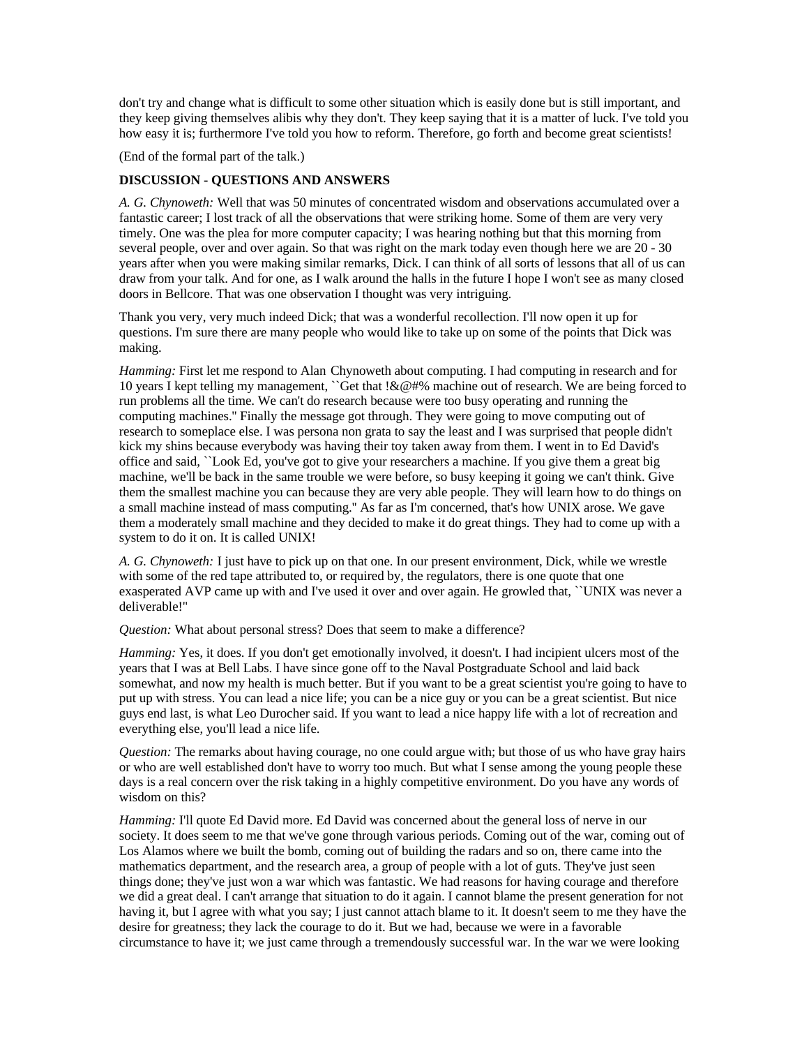don't try and change what is difficult to some other situation which is easily done but is still important, and they keep giving themselves alibis why they don't. They keep saying that it is a matter of luck. I've told you how easy it is; furthermore I've told you how to reform. Therefore, go forth and become great scientists!

(End of the formal part of the talk.)

**DISCUSSION - QUESTIONS AND ANSWERS**

*A. G. Chynoweth:* Well that was 50 minutes of concentrated wisdom and observations accumulated over a fantastic career; I lost track of all the observations that were striking home. Some of them are very very timely. One was the plea for more computer capacity; I was hearing nothing but that this morning from several people, over and over again. So that was right on the mark today even though here we are 20 - 30 years after when you were making similar remarks, Dick. I can think of all sorts of lessons that all of us can draw from your talk. And for one, as I walk around the halls in the future I hope I won't see as many closed doors in Bellcore. That was one observation I thought was very intriguing.

Thank you very, very much indeed Dick; that was a wonderful recollection. I'll now open it up for questions. I'm sure there are many people who would like to take up on some of the points that Dick was making.

*Hamming:* First let me respond to Alan Chynoweth about computing. I had computing in research and for 10 years I kept telling my management, ``Get that !&@#% machine out of research. We are being forced to run problems all the time. We can't do research because were too busy operating and running the computing machines.'' Finally the message got through. They were going to move computing out of research to someplace else. I was persona non grata to say the least and I was surprised that people didn't kick my shins because everybody was having their toy taken away from them. I went in to Ed David's office and said, ``Look Ed, you've got to give your researchers a machine. If you give them a great big machine, we'll be back in the same trouble we were before, so busy keeping it going we can't think. Give them the smallest machine you can because they are very able people. They will learn how to do things on a small machine instead of mass computing.'' As far as I'm concerned, that's how UNIX arose. We gave them a moderately small machine and they decided to make it do great things. They had to come up with a system to do it on. It is called UNIX!

*A. G. Chynoweth:* I just have to pick up on that one. In our present environment, Dick, while we wrestle with some of the red tape attributed to, or required by, the regulators, there is one quote that one exasperated AVP came up with and I've used it over and over again. He growled that, ``UNIX was never a deliverable!''

*Question:* What about personal stress? Does that seem to make a difference?

*Hamming:* Yes, it does. If you don't get emotionally involved, it doesn't. I had incipient ulcers most of the years that I was at Bell Labs. I have since gone off to the Naval Postgraduate School and laid back somewhat, and now my health is much better. But if you want to be a great scientist you're going to have to put up with stress. You can lead a nice life; you can be a nice guy or you can be a great scientist. But nice guys end last, is what Leo Durocher said. If you want to lead a nice happy life with a lot of recreation and everything else, you'll lead a nice life.

*Question:* The remarks about having courage, no one could argue with; but those of us who have gray hairs or who are well established don't have to worry too much. But what I sense among the young people these days is a real concern over the risk taking in a highly competitive environment. Do you have any words of wisdom on this?

*Hamming:* I'll quote Ed David more. Ed David was concerned about the general loss of nerve in our society. It does seem to me that we've gone through various periods. Coming out of the war, coming out of Los Alamos where we built the bomb, coming out of building the radars and so on, there came into the mathematics department, and the research area, a group of people with a lot of guts. They've just seen things done; they've just won a war which was fantastic. We had reasons for having courage and therefore we did a great deal. I can't arrange that situation to do it again. I cannot blame the present generation for not having it, but I agree with what you say; I just cannot attach blame to it. It doesn't seem to me they have the desire for greatness; they lack the courage to do it. But we had, because we were in a favorable circumstance to have it; we just came through a tremendously successful war. In the war we were looking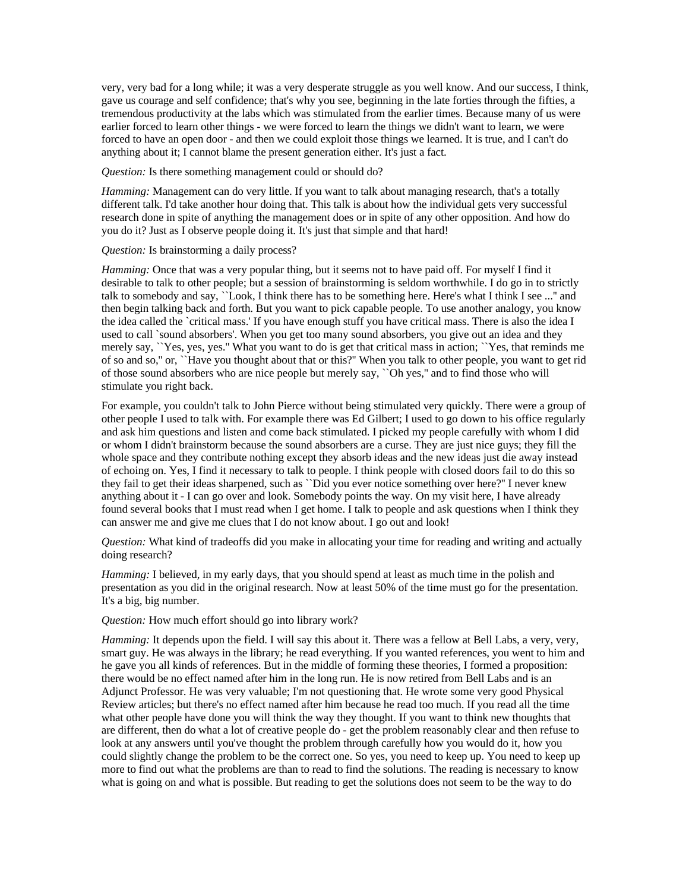very, very bad for a long while; it was a very desperate struggle as you well know. And our success, I think, gave us courage and self confidence; that's why you see, beginning in the late forties through the fifties, a tremendous productivity at the labs which was stimulated from the earlier times. Because many of us were earlier forced to learn other things - we were forced to learn the things we didn't want to learn, we were forced to have an open door - and then we could exploit those things we learned. It is true, and I can't do anything about it; I cannot blame the present generation either. It's just a fact.

*Question:* Is there something management could or should do?

*Hamming:* Management can do very little. If you want to talk about managing research, that's a totally different talk. I'd take another hour doing that. This talk is about how the individual gets very successful research done in spite of anything the management does or in spite of any other opposition. And how do you do it? Just as I observe people doing it. It's just that simple and that hard!

*Question:* Is brainstorming a daily process?

*Hamming:* Once that was a very popular thing, but it seems not to have paid off. For myself I find it desirable to talk to other people; but a session of brainstorming is seldom worthwhile. I do go in to strictly talk to somebody and say, ``Look, I think there has to be something here. Here's what I think I see ...'' and then begin talking back and forth. But you want to pick capable people. To use another analogy, you know the idea called the `critical mass.' If you have enough stuff you have critical mass. There is also the idea I used to call `sound absorbers'. When you get too many sound absorbers, you give out an idea and they merely say, ``Yes, yes, yes.'' What you want to do is get that critical mass in action; ``Yes, that reminds me of so and so,'' or, ``Have you thought about that or this?'' When you talk to other people, you want to get rid of those sound absorbers who are nice people but merely say, ``Oh yes,'' and to find those who will stimulate you right back.

For example, you couldn't talk to John Pierce without being stimulated very quickly. There were a group of other people I used to talk with. For example there was Ed Gilbert; I used to go down to his office regularly and ask him questions and listen and come back stimulated. I picked my people carefully with whom I did or whom I didn't brainstorm because the sound absorbers are a curse. They are just nice guys; they fill the whole space and they contribute nothing except they absorb ideas and the new ideas just die away instead of echoing on. Yes, I find it necessary to talk to people. I think people with closed doors fail to do this so they fail to get their ideas sharpened, such as ``Did you ever notice something over here?'' I never knew anything about it - I can go over and look. Somebody points the way. On my visit here, I have already found several books that I must read when I get home. I talk to people and ask questions when I think they can answer me and give me clues that I do not know about. I go out and look!

*Question:* What kind of tradeoffs did you make in allocating your time for reading and writing and actually doing research?

*Hamming:* I believed, in my early days, that you should spend at least as much time in the polish and presentation as you did in the original research. Now at least 50% of the time must go for the presentation. It's a big, big number.

*Question:* How much effort should go into library work?

*Hamming:* It depends upon the field. I will say this about it. There was a fellow at Bell Labs, a very, very, smart guy. He was always in the library; he read everything. If you wanted references, you went to him and he gave you all kinds of references. But in the middle of forming these theories, I formed a proposition: there would be no effect named after him in the long run. He is now retired from Bell Labs and is an Adjunct Professor. He was very valuable; I'm not questioning that. He wrote some very good Physical Review articles; but there's no effect named after him because he read too much. If you read all the time what other people have done you will think the way they thought. If you want to think new thoughts that are different, then do what a lot of creative people do - get the problem reasonably clear and then refuse to look at any answers until you've thought the problem through carefully how you would do it, how you could slightly change the problem to be the correct one. So yes, you need to keep up. You need to keep up more to find out what the problems are than to read to find the solutions. The reading is necessary to know what is going on and what is possible. But reading to get the solutions does not seem to be the way to do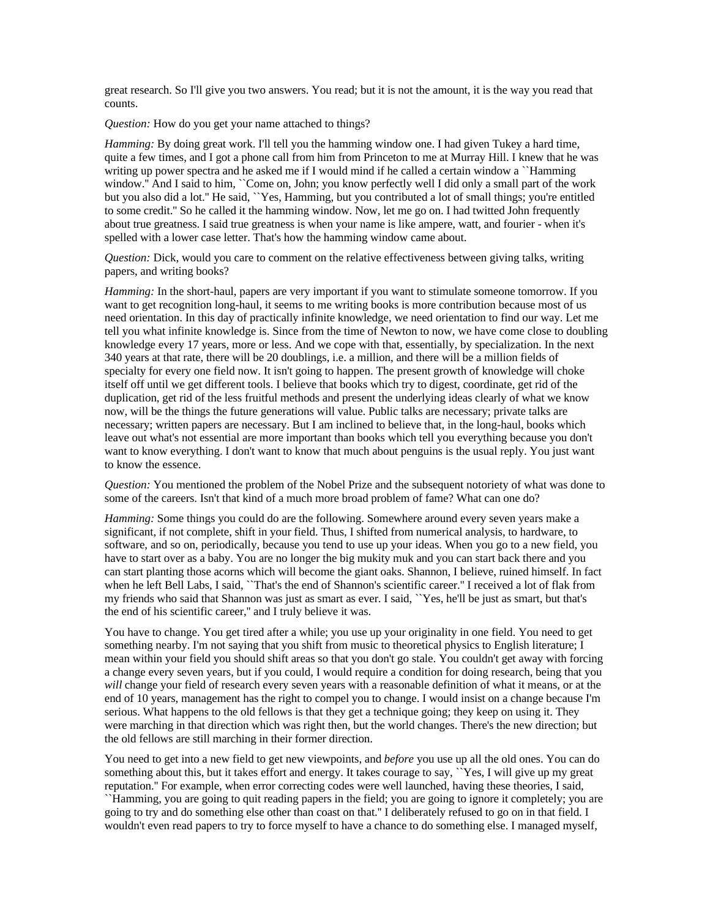great research. So I'll give you two answers. You read; but it is not the amount, it is the way you read that counts.

*Question:* How do you get your name attached to things?

*Hamming:* By doing great work. I'll tell you the hamming window one. I had given Tukey a hard time, quite a few times, and I got a phone call from him from Princeton to me at Murray Hill. I knew that he was writing up power spectra and he asked me if I would mind if he called a certain window a ``Hamming window.'' And I said to him, ``Come on, John; you know perfectly well I did only a small part of the work but you also did a lot.'' He said, ``Yes, Hamming, but you contributed a lot of small things; you're entitled to some credit.'' So he called it the hamming window. Now, let me go on. I had twitted John frequently about true greatness. I said true greatness is when your name is like ampere, watt, and fourier - when it's spelled with a lower case letter. That's how the hamming window came about.

*Question:* Dick, would you care to comment on the relative effectiveness between giving talks, writing papers, and writing books?

*Hamming:* In the short-haul, papers are very important if you want to stimulate someone tomorrow. If you want to get recognition long-haul, it seems to me writing books is more contribution because most of us need orientation. In this day of practically infinite knowledge, we need orientation to find our way. Let me tell you what infinite knowledge is. Since from the time of Newton to now, we have come close to doubling knowledge every 17 years, more or less. And we cope with that, essentially, by specialization. In the next 340 years at that rate, there will be 20 doublings, i.e. a million, and there will be a million fields of specialty for every one field now. It isn't going to happen. The present growth of knowledge will choke itself off until we get different tools. I believe that books which try to digest, coordinate, get rid of the duplication, get rid of the less fruitful methods and present the underlying ideas clearly of what we know now, will be the things the future generations will value. Public talks are necessary; private talks are necessary; written papers are necessary. But I am inclined to believe that, in the long-haul, books which leave out what's not essential are more important than books which tell you everything because you don't want to know everything. I don't want to know that much about penguins is the usual reply. You just want to know the essence.

*Question:* You mentioned the problem of the Nobel Prize and the subsequent notoriety of what was done to some of the careers. Isn't that kind of a much more broad problem of fame? What can one do?

*Hamming:* Some things you could do are the following. Somewhere around every seven years make a significant, if not complete, shift in your field. Thus, I shifted from numerical analysis, to hardware, to software, and so on, periodically, because you tend to use up your ideas. When you go to a new field, you have to start over as a baby. You are no longer the big mukity muk and you can start back there and you can start planting those acorns which will become the giant oaks. Shannon, I believe, ruined himself. In fact when he left Bell Labs, I said, ``That's the end of Shannon's scientific career.'' I received a lot of flak from my friends who said that Shannon was just as smart as ever. I said, ``Yes, he'll be just as smart, but that's the end of his scientific career,'' and I truly believe it was.

You have to change. You get tired after a while; you use up your originality in one field. You need to get something nearby. I'm not saying that you shift from music to theoretical physics to English literature; I mean within your field you should shift areas so that you don't go stale. You couldn't get away with forcing a change every seven years, but if you could, I would require a condition for doing research, being that you *will* change your field of research every seven years with a reasonable definition of what it means, or at the end of 10 years, management has the right to compel you to change. I would insist on a change because I'm serious. What happens to the old fellows is that they get a technique going; they keep on using it. They were marching in that direction which was right then, but the world changes. There's the new direction; but the old fellows are still marching in their former direction.

You need to get into a new field to get new viewpoints, and *before* you use up all the old ones. You can do something about this, but it takes effort and energy. It takes courage to say, ``Yes, I will give up my great reputation.'' For example, when error correcting codes were well launched, having these theories, I said, ``Hamming, you are going to quit reading papers in the field; you are going to ignore it completely; you are going to try and do something else other than coast on that.'' I deliberately refused to go on in that field. I wouldn't even read papers to try to force myself to have a chance to do something else. I managed myself,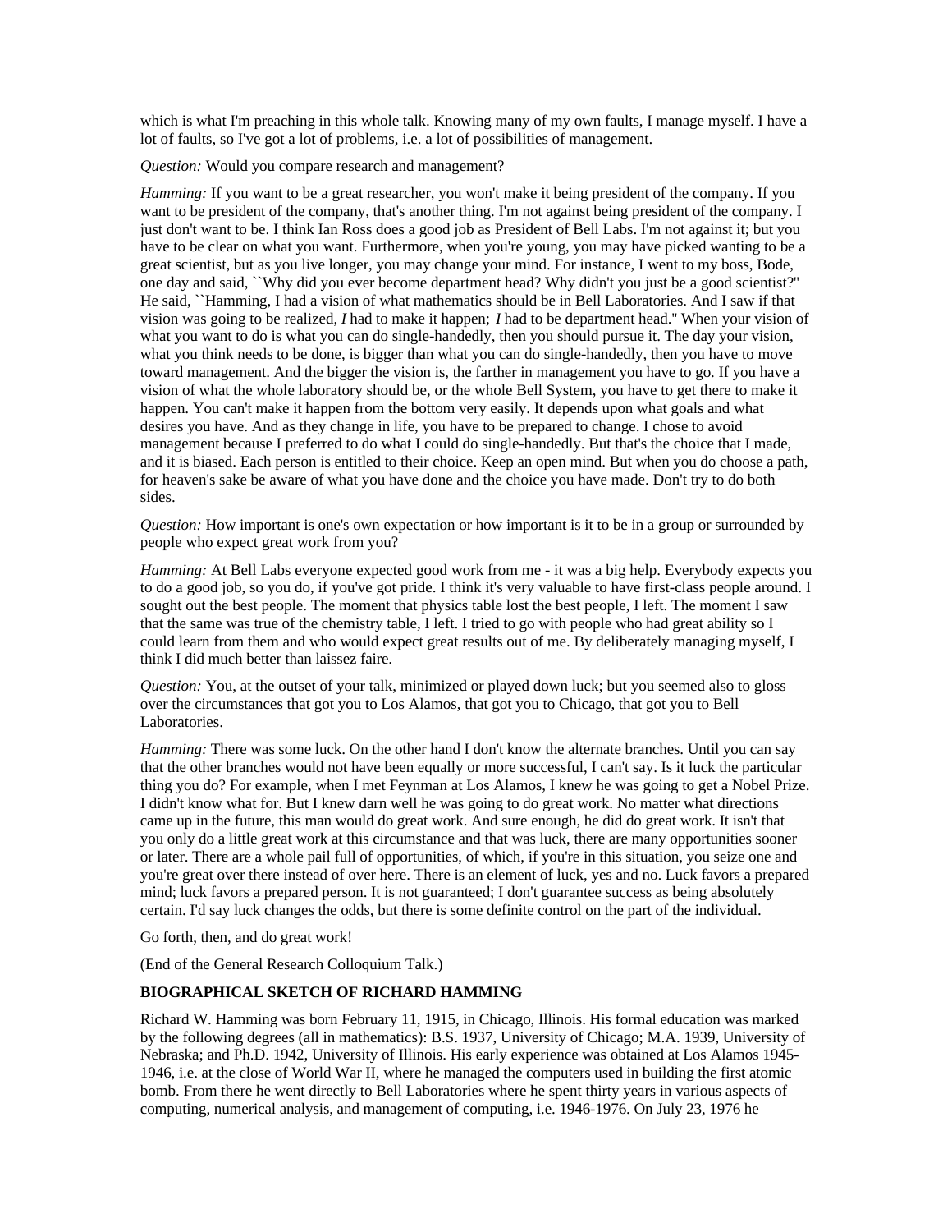which is what I'm preaching in this whole talk. Knowing many of my own faults, I manage myself. I have a lot of faults, so I've got a lot of problems, i.e. a lot of possibilities of management.

*Question:* Would you compare research and management?

*Hamming:* If you want to be a great researcher, you won't make it being president of the company. If you want to be president of the company, that's another thing. I'm not against being president of the company. I just don't want to be. I think Ian Ross does a good job as President of Bell Labs. I'm not against it; but you have to be clear on what you want. Furthermore, when you're young, you may have picked wanting to be a great scientist, but as you live longer, you may change your mind. For instance, I went to my boss, Bode, one day and said, ``Why did you ever become department head? Why didn't you just be a good scientist?'' He said, ``Hamming, I had a vision of what mathematics should be in Bell Laboratories. And I saw if that vision was going to be realized, *I* had to make it happen; *I* had to be department head.'' When your vision of what you want to do is what you can do single-handedly, then you should pursue it. The day your vision, what you think needs to be done, is bigger than what you can do single-handedly, then you have to move toward management. And the bigger the vision is, the farther in management you have to go. If you have a vision of what the whole laboratory should be, or the whole Bell System, you have to get there to make it happen. You can't make it happen from the bottom very easily. It depends upon what goals and what desires you have. And as they change in life, you have to be prepared to change. I chose to avoid management because I preferred to do what I could do single-handedly. But that's the choice that I made, and it is biased. Each person is entitled to their choice. Keep an open mind. But when you do choose a path, for heaven's sake be aware of what you have done and the choice you have made. Don't try to do both sides.

*Question:* How important is one's own expectation or how important is it to be in a group or surrounded by people who expect great work from you?

*Hamming:* At Bell Labs everyone expected good work from me - it was a big help. Everybody expects you to do a good job, so you do, if you've got pride. I think it's very valuable to have first-class people around. I sought out the best people. The moment that physics table lost the best people, I left. The moment I saw that the same was true of the chemistry table, I left. I tried to go with people who had great ability so I could learn from them and who would expect great results out of me. By deliberately managing myself, I think I did much better than laissez faire.

*Question:* You, at the outset of your talk, minimized or played down luck; but you seemed also to gloss over the circumstances that got you to Los Alamos, that got you to Chicago, that got you to Bell Laboratories.

*Hamming:* There was some luck. On the other hand I don't know the alternate branches. Until you can say that the other branches would not have been equally or more successful, I can't say. Is it luck the particular thing you do? For example, when I met Feynman at Los Alamos, I knew he was going to get a Nobel Prize. I didn't know what for. But I knew darn well he was going to do great work. No matter what directions came up in the future, this man would do great work. And sure enough, he did do great work. It isn't that you only do a little great work at this circumstance and that was luck, there are many opportunities sooner or later. There are a whole pail full of opportunities, of which, if you're in this situation, you seize one and you're great over there instead of over here. There is an element of luck, yes and no. Luck favors a prepared mind; luck favors a prepared person. It is not guaranteed; I don't guarantee success as being absolutely certain. I'd say luck changes the odds, but there is some definite control on the part of the individual.

Go forth, then, and do great work!

(End of the General Research Colloquium Talk.)

**BIOGRAPHICAL SKETCH OF RICHARD HAMMING**

Richard W. Hamming was born February 11, 1915, in Chicago, Illinois. His formal education was marked by the following degrees (all in mathematics): B.S. 1937, University of Chicago; M.A. 1939, University of Nebraska; and Ph.D. 1942, University of Illinois. His early experience was obtained at Los Alamos 1945-1946, i.e. at the close of World War II, where he managed the computers used in building the first atomic bomb. From there he went directly to Bell Laboratories where he spent thirty years in various aspects of computing, numerical analysis, and management of computing, i.e. 1946-1976. On July 23, 1976 he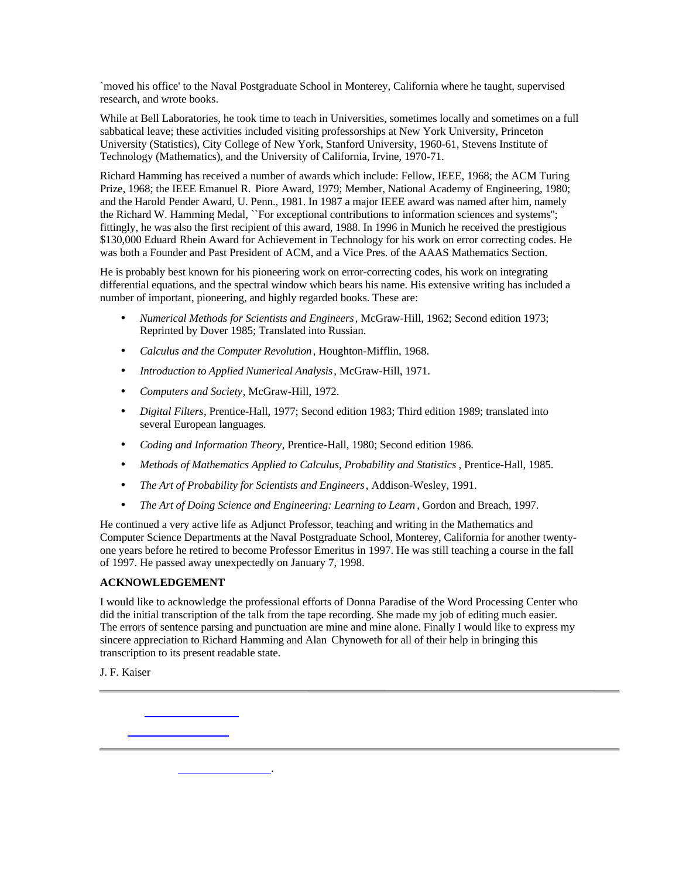`moved his office' to the Naval Postgraduate School in Monterey, California where he taught, supervised research, and wrote books.

While at Bell Laboratories, he took time to teach in Universities, sometimes locally and sometimes on a full sabbatical leave; these activities included visiting professorships at New York University, Princeton University (Statistics), City College of New York, Stanford University, 1960-61, Stevens Institute of Technology (Mathematics), and the University of California, Irvine, 1970-71.

Richard Hamming has received a number of awards which include: Fellow, IEEE, 1968; the ACM Turing Prize, 1968; the IEEE Emanuel R. Piore Award, 1979; Member, National Academy of Engineering, 1980; and the Harold Pender Award, U. Penn., 1981. In 1987 a major IEEE award was named after him, namely the Richard W. Hamming Medal, ``For exceptional contributions to information sciences and systems''; fittingly, he was also the first recipient of this award, 1988. In 1996 in Munich he received the prestigious $130,000 Eduard Rhein Award for Achievement in Technology for his work on error correcting codes. He was both a Founder and Past President of ACM, and a Vice Pres. of the AAAS Mathematics Section.

He is probably best known for his pioneering work on error-correcting codes, his work on integrating differential equations, and the spectral window which bears his name. His extensive writing has included a number of important, pioneering, and highly regarded books. These are:

- *Numerical Methods for Scientists and Engineers*, McGraw-Hill, 1962; Second edition 1973; Reprinted by Dover 1985; Translated into Russian.
- *Calculus and the Computer Revolution*, Houghton-Mifflin, 1968.
- *Introduction to Applied Numerical Analysis*, McGraw-Hill, 1971.
- *Computers and Society*, McGraw-Hill, 1972.
- *Digital Filters*, Prentice-Hall, 1977; Second edition 1983; Third edition 1989; translated into several European languages.
- *Coding and Information Theory*, Prentice-Hall, 1980; Second edition 1986.
- *Methods of Mathematics Applied to Calculus, Probability and Statistics*, Prentice-Hall, 1985.
- *The Art of Probability for Scientists and Engineers*, Addison-Wesley, 1991.
- *The Art of Doing Science and Engineering: Learning to Learn*, Gordon and Breach, 1997.

He continued a very active life as Adjunct Professor, teaching and writing in the Mathematics and Computer Science Departments at the Naval Postgraduate School, Monterey, California for another twenty-one years before he retired to become Professor Emeritus in 1997. He was still teaching a course in the fall of 1997. He passed away unexpectedly on January 7, 1998.

**ACKNOWLEDGEMENT**

I would like to acknowledge the professional efforts of Donna Paradise of the Word Processing Center who did the initial transcription of the talk from the tape recording. She made my job of editing much easier. The errors of sentence parsing and punctuation are mine and mine alone. Finally I would like to express my sincere appreciation to Richard Hamming and Alan Chynoweth for all of their help in bringing this transcription to its present readable state.

J. F. Kaiser

---

---

.